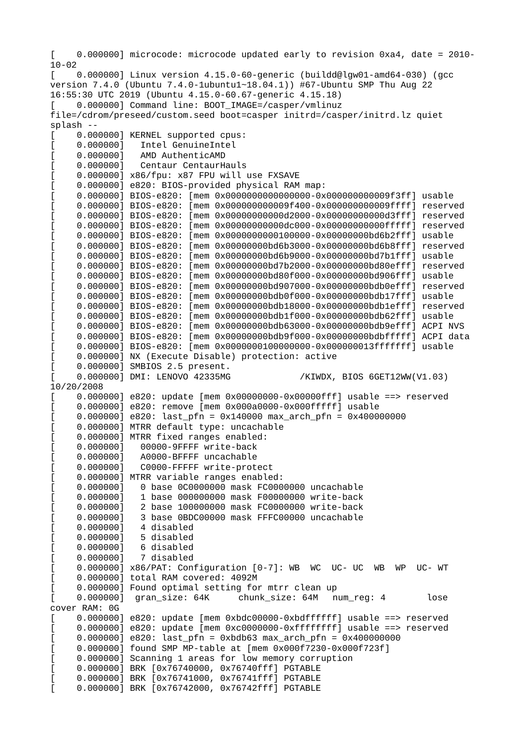```
[    0.000000] microcode: microcode updated early to revision 0xa4, date = 2010-10-02
[    0.000000] Linux version 4.15.0-60-generic (buildd@lgw01-amd64-030) (gcc version 7.4.0 (Ubuntu 7.4.0-1ubuntu1~18.04.1)) #67-Ubuntu SMP Thu Aug 22 16:55:30 UTC 2019 (Ubuntu 4.15.0-60.67-generic 4.15.18)
[    0.000000] Command line: BOOT_IMAGE=/casper/vmlinuz file=/cdrom/preseed/custom.seed boot=casper initrd=/casper/initrd.lz quiet splash --
[    0.000000] KERNEL supported cpus:
[    0.000000]   Intel GenuineIntel
[    0.000000]   AMD AuthenticAMD
[    0.000000]   Centaur CentaurHauls
[    0.000000] x86/fpu: x87 FPU will use FXSAVE
[    0.000000] e820: BIOS-provided physical RAM map:
[    0.000000] BIOS-e820: [mem 0x0000000000000000-0x000000000009f3ff] usable
[    0.000000] BIOS-e820: [mem 0x000000000009f400-0x000000000009ffff] reserved
[    0.000000] BIOS-e820: [mem 0x00000000000d2000-0x00000000000d3fff] reserved
[    0.000000] BIOS-e820: [mem 0x00000000000dc000-0x00000000000fffff] reserved
[    0.000000] BIOS-e820: [mem 0x0000000000100000-0x00000000bd6b2fff] usable
[    0.000000] BIOS-e820: [mem 0x00000000bd6b3000-0x00000000bd6b8fff] reserved
[    0.000000] BIOS-e820: [mem 0x00000000bd6b9000-0x00000000bd7b1fff] usable
[    0.000000] BIOS-e820: [mem 0x00000000bd7b2000-0x00000000bd80efff] reserved
[    0.000000] BIOS-e820: [mem 0x00000000bd80f000-0x00000000bd906fff] usable
[    0.000000] BIOS-e820: [mem 0x00000000bd907000-0x00000000bdb0efff] reserved
[    0.000000] BIOS-e820: [mem 0x00000000bdb0f000-0x00000000bdb17fff] usable
[    0.000000] BIOS-e820: [mem 0x00000000bdb18000-0x00000000bdb1efff] reserved
[    0.000000] BIOS-e820: [mem 0x00000000bdb1f000-0x00000000bdb62fff] usable
[    0.000000] BIOS-e820: [mem 0x00000000bdb63000-0x00000000bdb9efff] ACPI NVS
[    0.000000] BIOS-e820: [mem 0x00000000bdb9f000-0x00000000bdbfffff] ACPI data
[    0.000000] BIOS-e820: [mem 0x0000000100000000-0x000000013fffffff] usable
[    0.000000] NX (Execute Disable) protection: active
[    0.000000] SMBIOS 2.5 present.
[    0.000000] DMI: LENOVO 42335MG            /KIWDX, BIOS 6GET12WW(V1.03) 10/20/2008
[    0.000000] e820: update [mem 0x00000000-0x00000fff] usable ==> reserved
[    0.000000] e820: remove [mem 0x000a0000-0x000fffff] usable
[    0.000000] e820: last_pfn = 0x140000 max_arch_pfn = 0x400000000
[    0.000000] MTRR default type: uncachable
[    0.000000] MTRR fixed ranges enabled:
[    0.000000]   00000-9FFFF write-back
[    0.000000]   A0000-BFFFF uncachable
[    0.000000]   C0000-FFFFF write-protect
[    0.000000] MTRR variable ranges enabled:
[    0.000000]   0 base 0C0000000 mask FC0000000 uncachable
[    0.000000]   1 base 000000000 mask F00000000 write-back
[    0.000000]   2 base 100000000 mask FC0000000 write-back
[    0.000000]   3 base 0BDC00000 mask FFFC00000 uncachable
[    0.000000]   4 disabled
[    0.000000]   5 disabled
[    0.000000]   6 disabled
[    0.000000]   7 disabled
[    0.000000] x86/PAT: Configuration [0-7]: WB  WC  UC- UC  WB  WP  UC- WT
[    0.000000] total RAM covered: 4092M
[    0.000000] Found optimal setting for mtrr clean up
[    0.000000]  gran_size: 64K     chunk_size: 64M   num_reg: 4       lose cover RAM: 0G
[    0.000000] e820: update [mem 0xbdc00000-0xbdffffff] usable ==> reserved
[    0.000000] e820: update [mem 0xc0000000-0xffffffff] usable ==> reserved
[    0.000000] e820: last_pfn = 0xbdb63 max_arch_pfn = 0x400000000
[    0.000000] found SMP MP-table at [mem 0x000f7230-0x000f723f]
[    0.000000] Scanning 1 areas for low memory corruption
[    0.000000] BRK [0x76740000, 0x76740fff] PGTABLE
[    0.000000] BRK [0x76741000, 0x76741fff] PGTABLE
[    0.000000] BRK [0x76742000, 0x76742fff] PGTABLE
```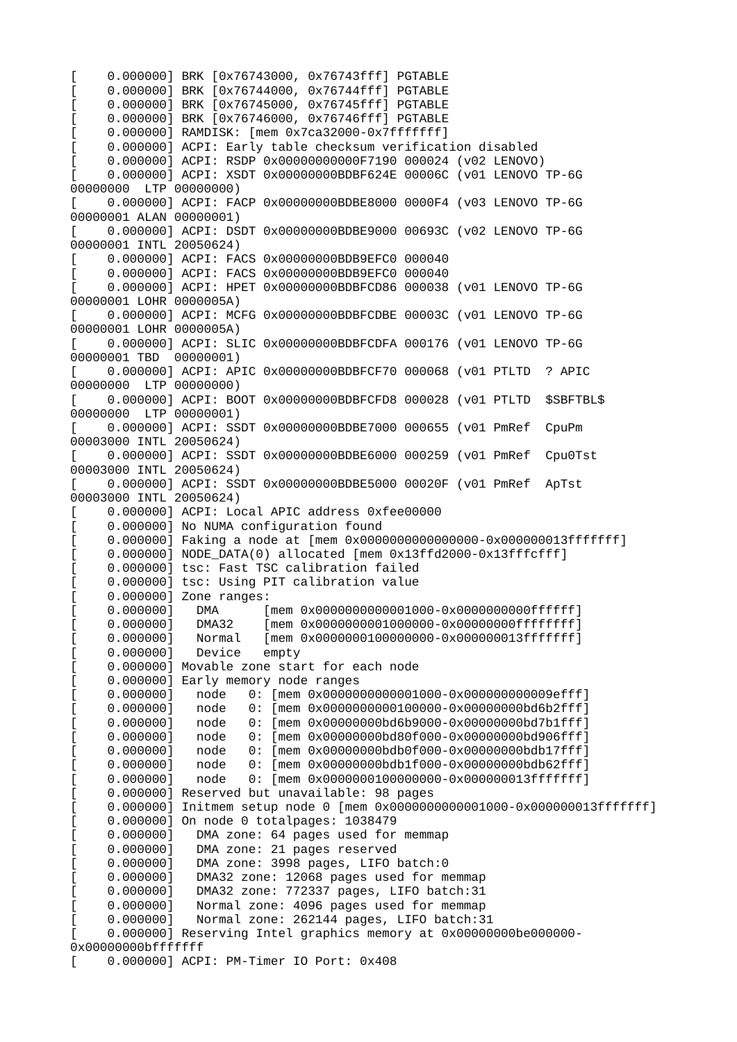```
[    0.000000] BRK [0x76743000, 0x76743fff] PGTABLE
[    0.000000] BRK [0x76744000, 0x76744fff] PGTABLE
[    0.000000] BRK [0x76745000, 0x76745fff] PGTABLE
[    0.000000] BRK [0x76746000, 0x76746fff] PGTABLE
[    0.000000] RAMDISK: [mem 0x7ca32000-0x7fffffff]
[    0.000000] ACPI: Early table checksum verification disabled
[    0.000000] ACPI: RSDP 0x00000000000F7190 000024 (v02 LENOVO)
[    0.000000] ACPI: XSDT 0x00000000BDBF624E 00006C (v01 LENOVO TP-6G
00000000  LTP 00000000)
[    0.000000] ACPI: FACP 0x00000000BDBE8000 0000F4 (v03 LENOVO TP-6G
00000001 ALAN 00000001)
[    0.000000] ACPI: DSDT 0x00000000BDBE9000 00693C (v02 LENOVO TP-6G
00000001 INTL 20050624)
[    0.000000] ACPI: FACS 0x00000000BDB9EFC0 000040
[    0.000000] ACPI: FACS 0x00000000BDB9EFC0 000040
[    0.000000] ACPI: HPET 0x00000000BDBFCD86 000038 (v01 LENOVO TP-6G
00000001 LOHR 0000005A)
[    0.000000] ACPI: MCFG 0x00000000BDBFCDBE 00003C (v01 LENOVO TP-6G
00000001 LOHR 0000005A)
[    0.000000] ACPI: SLIC 0x00000000BDBFCDFA 000176 (v01 LENOVO TP-6G
00000001 TBD  00000001)
[    0.000000] ACPI: APIC 0x00000000BDBFCF70 000068 (v01 PTLTD  ? APIC
00000000  LTP 00000000)
[    0.000000] ACPI: BOOT 0x00000000BDBFCFD8 000028 (v01 PTLTD  $SBFTBL$
00000000  LTP 00000001)
[    0.000000] ACPI: SSDT 0x00000000BDBE7000 000655 (v01 PmRef  CpuPm
00003000 INTL 20050624)
[    0.000000] ACPI: SSDT 0x00000000BDBE6000 000259 (v01 PmRef  Cpu0Tst
00003000 INTL 20050624)
[    0.000000] ACPI: SSDT 0x00000000BDBE5000 00020F (v01 PmRef  ApTst
00003000 INTL 20050624)
[    0.000000] ACPI: Local APIC address 0xfee00000
[    0.000000] No NUMA configuration found
[    0.000000] Faking a node at [mem 0x0000000000000000-0x000000013fffffff]
[    0.000000] NODE_DATA(0) allocated [mem 0x13ffd2000-0x13fffcfff]
[    0.000000] tsc: Fast TSC calibration failed
[    0.000000] tsc: Using PIT calibration value
[    0.000000] Zone ranges:
[    0.000000]   DMA      [mem 0x0000000000001000-0x0000000000ffffff]
[    0.000000]   DMA32    [mem 0x0000000001000000-0x00000000ffffffff]
[    0.000000]   Normal   [mem 0x0000000100000000-0x000000013fffffff]
[    0.000000]   Device   empty
[    0.000000] Movable zone start for each node
[    0.000000] Early memory node ranges
[    0.000000]   node   0: [mem 0x0000000000001000-0x000000000009efff]
[    0.000000]   node   0: [mem 0x0000000000100000-0x00000000bd6b2fff]
[    0.000000]   node   0: [mem 0x00000000bd6b9000-0x00000000bd7b1fff]
[    0.000000]   node   0: [mem 0x00000000bd80f000-0x00000000bd906fff]
[    0.000000]   node   0: [mem 0x00000000bdb0f000-0x00000000bdb17fff]
[    0.000000]   node   0: [mem 0x00000000bdb1f000-0x00000000bdb62fff]
[    0.000000]   node   0: [mem 0x0000000100000000-0x000000013fffffff]
[    0.000000] Reserved but unavailable: 98 pages
[    0.000000] Initmem setup node 0 [mem 0x0000000000001000-0x000000013fffffff]
[    0.000000] On node 0 totalpages: 1038479
[    0.000000]   DMA zone: 64 pages used for memmap
[    0.000000]   DMA zone: 21 pages reserved
[    0.000000]   DMA zone: 3998 pages, LIFO batch:0
[    0.000000]   DMA32 zone: 12068 pages used for memmap
[    0.000000]   DMA32 zone: 772337 pages, LIFO batch:31
[    0.000000]   Normal zone: 4096 pages used for memmap
[    0.000000]   Normal zone: 262144 pages, LIFO batch:31
[    0.000000] Reserving Intel graphics memory at 0x00000000be000000-
0x00000000bfffffff
[    0.000000] ACPI: PM-Timer IO Port: 0x408
```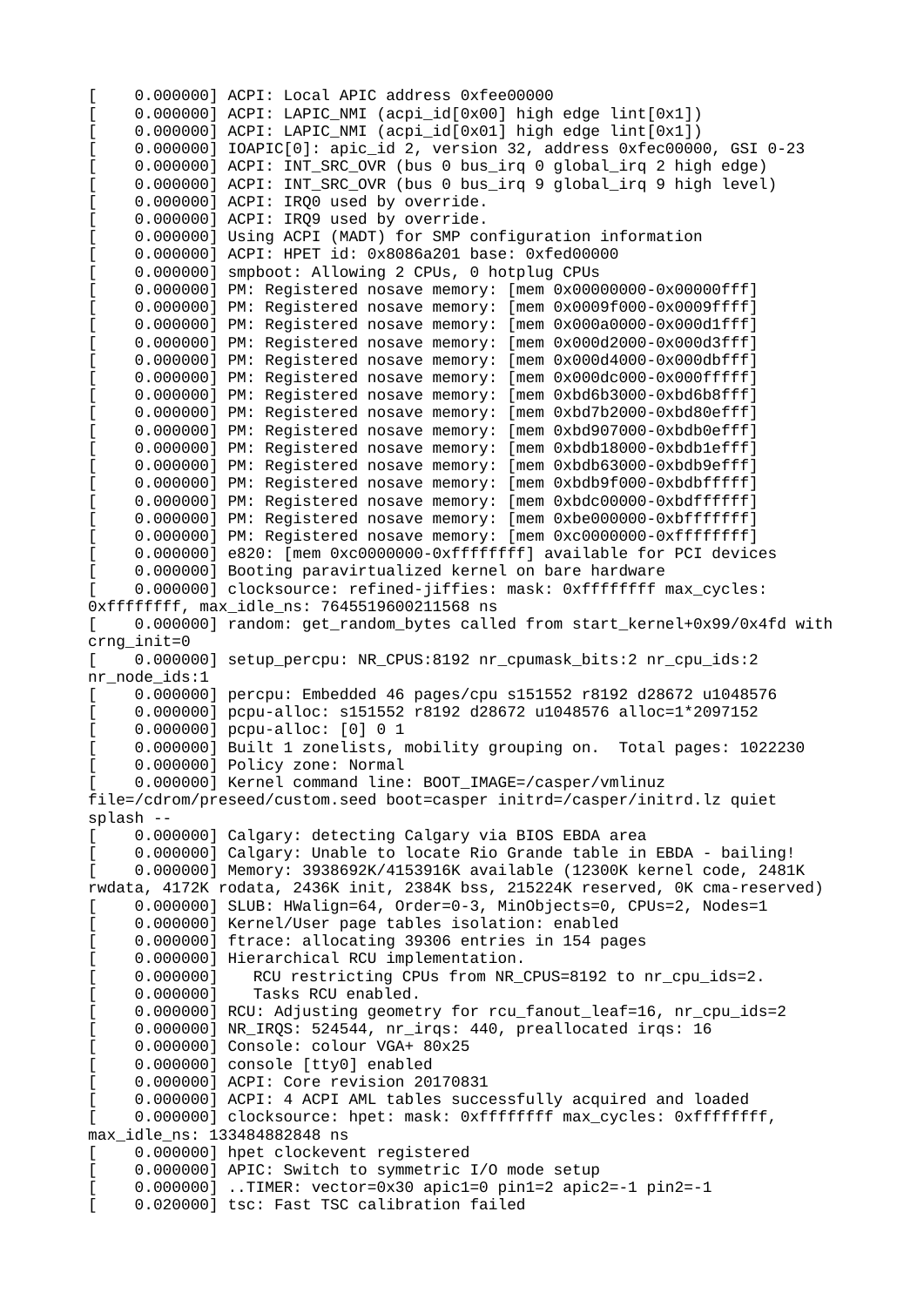```
[    0.000000] ACPI: Local APIC address 0xfee00000
[    0.000000] ACPI: LAPIC_NMI (acpi_id[0x00] high edge lint[0x1])
[    0.000000] ACPI: LAPIC_NMI (acpi_id[0x01] high edge lint[0x1])
[    0.000000] IOAPIC[0]: apic_id 2, version 32, address 0xfec00000, GSI 0-23
[    0.000000] ACPI: INT_SRC_OVR (bus 0 bus_irq 0 global_irq 2 high edge)
[    0.000000] ACPI: INT_SRC_OVR (bus 0 bus_irq 9 global_irq 9 high level)
[    0.000000] ACPI: IRQ0 used by override.
[    0.000000] ACPI: IRQ9 used by override.
[    0.000000] Using ACPI (MADT) for SMP configuration information
[    0.000000] ACPI: HPET id: 0x8086a201 base: 0xfed00000
[    0.000000] smpboot: Allowing 2 CPUs, 0 hotplug CPUs
[    0.000000] PM: Registered nosave memory: [mem 0x00000000-0x00000fff]
[    0.000000] PM: Registered nosave memory: [mem 0x0009f000-0x0009ffff]
[    0.000000] PM: Registered nosave memory: [mem 0x000a0000-0x000d1fff]
[    0.000000] PM: Registered nosave memory: [mem 0x000d2000-0x000d3fff]
[    0.000000] PM: Registered nosave memory: [mem 0x000d4000-0x000dbfff]
[    0.000000] PM: Registered nosave memory: [mem 0x000dc000-0x000fffff]
[    0.000000] PM: Registered nosave memory: [mem 0xbd6b3000-0xbd6b8fff]
[    0.000000] PM: Registered nosave memory: [mem 0xbd7b2000-0xbd80efff]
[    0.000000] PM: Registered nosave memory: [mem 0xbd907000-0xbdb0efff]
[    0.000000] PM: Registered nosave memory: [mem 0xbdb18000-0xbdb1efff]
[    0.000000] PM: Registered nosave memory: [mem 0xbdb63000-0xbdb9efff]
[    0.000000] PM: Registered nosave memory: [mem 0xbdb9f000-0xbdbfffff]
[    0.000000] PM: Registered nosave memory: [mem 0xbdc00000-0xbdffffff]
[    0.000000] PM: Registered nosave memory: [mem 0xbe000000-0xbfffffff]
[    0.000000] PM: Registered nosave memory: [mem 0xc0000000-0xffffffff]
[    0.000000] e820: [mem 0xc0000000-0xffffffff] available for PCI devices
[    0.000000] Booting paravirtualized kernel on bare hardware
[    0.000000] clocksource: refined-jiffies: mask: 0xffffffff max_cycles:
0xffffffff, max_idle_ns: 7645519600211568 ns
[    0.000000] random: get_random_bytes called from start_kernel+0x99/0x4fd with
crng_init=0
[    0.000000] setup_percpu: NR_CPUS:8192 nr_cpumask_bits:2 nr_cpu_ids:2
nr_node_ids:1
[    0.000000] percpu: Embedded 46 pages/cpu s151552 r8192 d28672 u1048576
[    0.000000] pcpu-alloc: s151552 r8192 d28672 u1048576 alloc=1*2097152
[    0.000000] pcpu-alloc: [0] 0 1
[    0.000000] Built 1 zonelists, mobility grouping on.  Total pages: 1022230
[    0.000000] Policy zone: Normal
[    0.000000] Kernel command line: BOOT_IMAGE=/casper/vmlinuz
file=/cdrom/preseed/custom.seed boot=casper initrd=/casper/initrd.lz quiet
splash --
[    0.000000] Calgary: detecting Calgary via BIOS EBDA area
[    0.000000] Calgary: Unable to locate Rio Grande table in EBDA - bailing!
[    0.000000] Memory: 3938692K/4153916K available (12300K kernel code, 2481K
rwdata, 4172K rodata, 2436K init, 2384K bss, 215224K reserved, 0K cma-reserved)
[    0.000000] SLUB: HWalign=64, Order=0-3, MinObjects=0, CPUs=2, Nodes=1
[    0.000000] Kernel/User page tables isolation: enabled
[    0.000000] ftrace: allocating 39306 entries in 154 pages
[    0.000000] Hierarchical RCU implementation.
[    0.000000]    RCU restricting CPUs from NR_CPUS=8192 to nr_cpu_ids=2.
[    0.000000]    Tasks RCU enabled.
[    0.000000] RCU: Adjusting geometry for rcu_fanout_leaf=16, nr_cpu_ids=2
[    0.000000] NR_IRQS: 524544, nr_irqs: 440, preallocated irqs: 16
[    0.000000] Console: colour VGA+ 80x25
[    0.000000] console [tty0] enabled
[    0.000000] ACPI: Core revision 20170831
[    0.000000] ACPI: 4 ACPI AML tables successfully acquired and loaded
[    0.000000] clocksource: hpet: mask: 0xffffffff max_cycles: 0xffffffff,
max_idle_ns: 133484882848 ns
[    0.000000] hpet clockevent registered
[    0.000000] APIC: Switch to symmetric I/O mode setup
[    0.000000] ..TIMER: vector=0x30 apic1=0 pin1=2 apic2=-1 pin2=-1
[    0.020000] tsc: Fast TSC calibration failed
```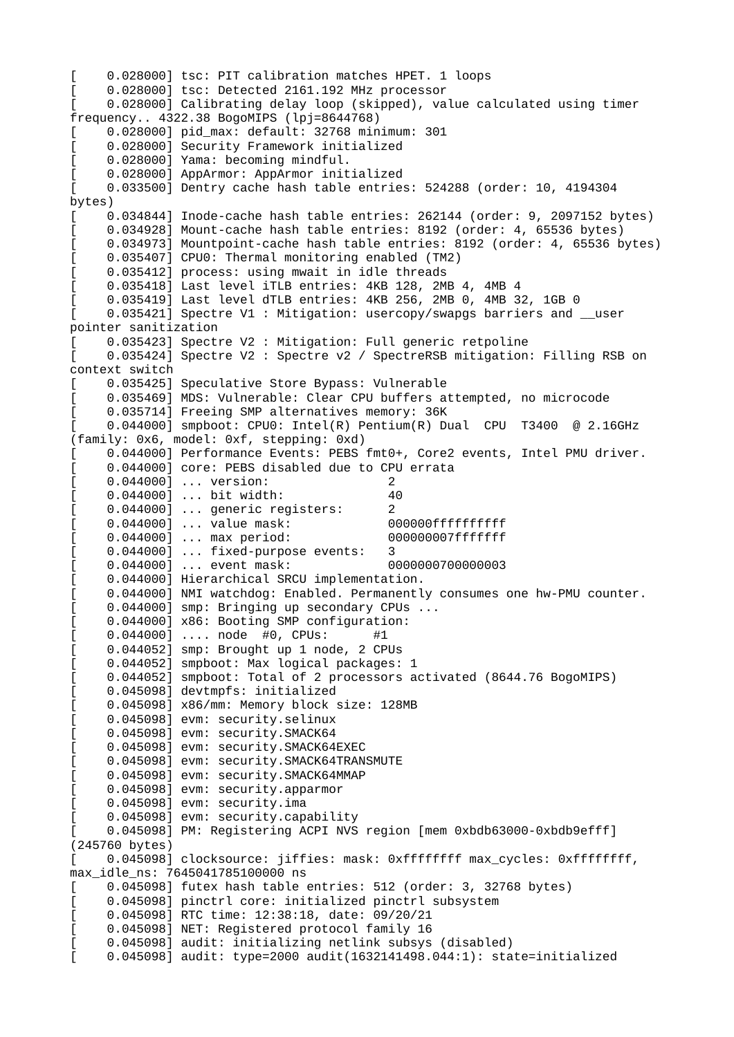```
[    0.028000] tsc: PIT calibration matches HPET. 1 loops
[    0.028000] tsc: Detected 2161.192 MHz processor
[    0.028000] Calibrating delay loop (skipped), value calculated using timer
frequency.. 4322.38 BogoMIPS (lpj=8644768)
[    0.028000] pid_max: default: 32768 minimum: 301
[    0.028000] Security Framework initialized
[    0.028000] Yama: becoming mindful.
[    0.028000] AppArmor: AppArmor initialized
[    0.033500] Dentry cache hash table entries: 524288 (order: 10, 4194304
bytes)
[    0.034844] Inode-cache hash table entries: 262144 (order: 9, 2097152 bytes)
[    0.034928] Mount-cache hash table entries: 8192 (order: 4, 65536 bytes)
[    0.034973] Mountpoint-cache hash table entries: 8192 (order: 4, 65536 bytes)
[    0.035407] CPU0: Thermal monitoring enabled (TM2)
[    0.035412] process: using mwait in idle threads
[    0.035418] Last level iTLB entries: 4KB 128, 2MB 4, 4MB 4
[    0.035419] Last level dTLB entries: 4KB 256, 2MB 0, 4MB 32, 1GB 0
[    0.035421] Spectre V1 : Mitigation: usercopy/swapgs barriers and __user
pointer sanitization
[    0.035423] Spectre V2 : Mitigation: Full generic retpoline
[    0.035424] Spectre V2 : Spectre v2 / SpectreRSB mitigation: Filling RSB on
context switch
[    0.035425] Speculative Store Bypass: Vulnerable
[    0.035469] MDS: Vulnerable: Clear CPU buffers attempted, no microcode
[    0.035714] Freeing SMP alternatives memory: 36K
[    0.044000] smpboot: CPU0: Intel(R) Pentium(R) Dual  CPU  T3400  @ 2.16GHz
(family: 0x6, model: 0xf, stepping: 0xd)
[    0.044000] Performance Events: PEBS fmt0+, Core2 events, Intel PMU driver.
[    0.044000] core: PEBS disabled due to CPU errata
[    0.044000] ... version:                2
[    0.044000] ... bit width:              40
[    0.044000] ... generic registers:      2
[    0.044000] ... value mask:             000000ffffffffff
[    0.044000] ... max period:             000000007fffffff
[    0.044000] ... fixed-purpose events:   3
[    0.044000] ... event mask:             0000000700000003
[    0.044000] Hierarchical SRCU implementation.
[    0.044000] NMI watchdog: Enabled. Permanently consumes one hw-PMU counter.
[    0.044000] smp: Bringing up secondary CPUs ...
[    0.044000] x86: Booting SMP configuration:
[    0.044000] .... node  #0, CPUs:      #1
[    0.044052] smp: Brought up 1 node, 2 CPUs
[    0.044052] smpboot: Max logical packages: 1
[    0.044052] smpboot: Total of 2 processors activated (8644.76 BogoMIPS)
[    0.045098] devtmpfs: initialized
[    0.045098] x86/mm: Memory block size: 128MB
[    0.045098] evm: security.selinux
[    0.045098] evm: security.SMACK64
[    0.045098] evm: security.SMACK64EXEC
[    0.045098] evm: security.SMACK64TRANSMUTE
[    0.045098] evm: security.SMACK64MMAP
[    0.045098] evm: security.apparmor
[    0.045098] evm: security.ima
[    0.045098] evm: security.capability
[    0.045098] PM: Registering ACPI NVS region [mem 0xbdb63000-0xbdb9efff]
(245760 bytes)
[    0.045098] clocksource: jiffies: mask: 0xffffffff max_cycles: 0xffffffff,
max_idle_ns: 7645041785100000 ns
[    0.045098] futex hash table entries: 512 (order: 3, 32768 bytes)
[    0.045098] pinctrl core: initialized pinctrl subsystem
[    0.045098] RTC time: 12:38:18, date: 09/20/21
[    0.045098] NET: Registered protocol family 16
[    0.045098] audit: initializing netlink subsys (disabled)
[    0.045098] audit: type=2000 audit(1632141498.044:1): state=initialized
```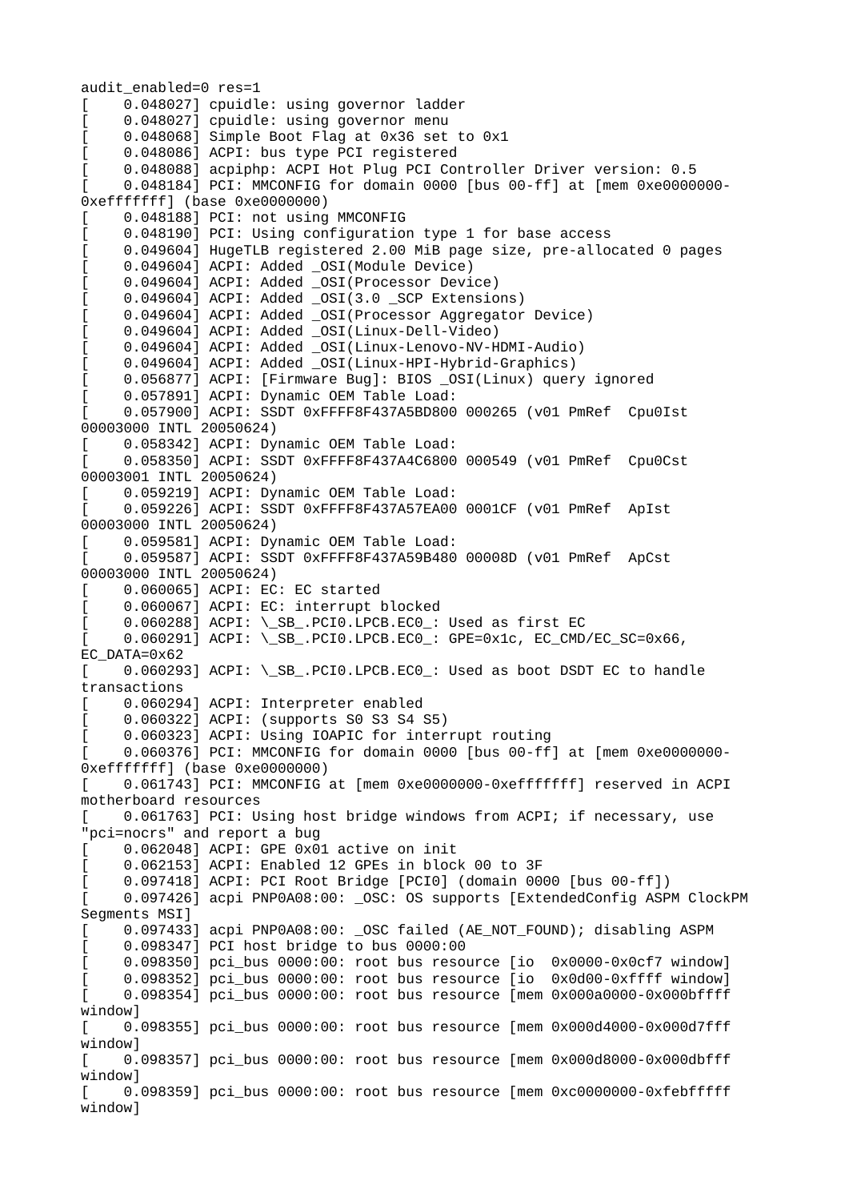```
audit_enabled=0 res=1
[    0.048027] cpuidle: using governor ladder
[    0.048027] cpuidle: using governor menu
[    0.048068] Simple Boot Flag at 0x36 set to 0x1
[    0.048086] ACPI: bus type PCI registered
[    0.048088] acpiphp: ACPI Hot Plug PCI Controller Driver version: 0.5
[    0.048184] PCI: MMCONFIG for domain 0000 [bus 00-ff] at [mem 0xe0000000-
0xefffffff] (base 0xe0000000)
[    0.048188] PCI: not using MMCONFIG
[    0.048190] PCI: Using configuration type 1 for base access
[    0.049604] HugeTLB registered 2.00 MiB page size, pre-allocated 0 pages
[    0.049604] ACPI: Added _OSI(Module Device)
[    0.049604] ACPI: Added _OSI(Processor Device)
[    0.049604] ACPI: Added _OSI(3.0 _SCP Extensions)
[    0.049604] ACPI: Added _OSI(Processor Aggregator Device)
[    0.049604] ACPI: Added _OSI(Linux-Dell-Video)
[    0.049604] ACPI: Added _OSI(Linux-Lenovo-NV-HDMI-Audio)
[    0.049604] ACPI: Added _OSI(Linux-HPI-Hybrid-Graphics)
[    0.056877] ACPI: [Firmware Bug]: BIOS _OSI(Linux) query ignored
[    0.057891] ACPI: Dynamic OEM Table Load:
[    0.057900] ACPI: SSDT 0xFFFF8F437A5BD800 000265 (v01 PmRef  Cpu0Ist
00003000 INTL 20050624)
[    0.058342] ACPI: Dynamic OEM Table Load:
[    0.058350] ACPI: SSDT 0xFFFF8F437A4C6800 000549 (v01 PmRef  Cpu0Cst
00003001 INTL 20050624)
[    0.059219] ACPI: Dynamic OEM Table Load:
[    0.059226] ACPI: SSDT 0xFFFF8F437A57EA00 0001CF (v01 PmRef  ApIst
00003000 INTL 20050624)
[    0.059581] ACPI: Dynamic OEM Table Load:
[    0.059587] ACPI: SSDT 0xFFFF8F437A59B480 00008D (v01 PmRef  ApCst
00003000 INTL 20050624)
[    0.060065] ACPI: EC: EC started
[    0.060067] ACPI: EC: interrupt blocked
[    0.060288] ACPI: \_SB_.PCI0.LPCB.EC0_: Used as first EC
[    0.060291] ACPI: \_SB_.PCI0.LPCB.EC0_: GPE=0x1c, EC_CMD/EC_SC=0x66,
EC_DATA=0x62
[    0.060293] ACPI: \_SB_.PCI0.LPCB.EC0_: Used as boot DSDT EC to handle
transactions
[    0.060294] ACPI: Interpreter enabled
[    0.060322] ACPI: (supports S0 S3 S4 S5)
[    0.060323] ACPI: Using IOAPIC for interrupt routing
[    0.060376] PCI: MMCONFIG for domain 0000 [bus 00-ff] at [mem 0xe0000000-
0xefffffff] (base 0xe0000000)
[    0.061743] PCI: MMCONFIG at [mem 0xe0000000-0xefffffff] reserved in ACPI
motherboard resources
[    0.061763] PCI: Using host bridge windows from ACPI; if necessary, use
"pci=nocrs" and report a bug
[    0.062048] ACPI: GPE 0x01 active on init
[    0.062153] ACPI: Enabled 12 GPEs in block 00 to 3F
[    0.097418] ACPI: PCI Root Bridge [PCI0] (domain 0000 [bus 00-ff])
[    0.097426] acpi PNP0A08:00: _OSC: OS supports [ExtendedConfig ASPM ClockPM
Segments MSI]
[    0.097433] acpi PNP0A08:00: _OSC failed (AE_NOT_FOUND); disabling ASPM
[    0.098347] PCI host bridge to bus 0000:00
[    0.098350] pci_bus 0000:00: root bus resource [io  0x0000-0x0cf7 window]
[    0.098352] pci_bus 0000:00: root bus resource [io  0x0d00-0xffff window]
[    0.098354] pci_bus 0000:00: root bus resource [mem 0x000a0000-0x000bffff
window]
[    0.098355] pci_bus 0000:00: root bus resource [mem 0x000d4000-0x000d7fff
window]
[    0.098357] pci_bus 0000:00: root bus resource [mem 0x000d8000-0x000dbfff
window]
[    0.098359] pci_bus 0000:00: root bus resource [mem 0xc0000000-0xfebfffff
window]
```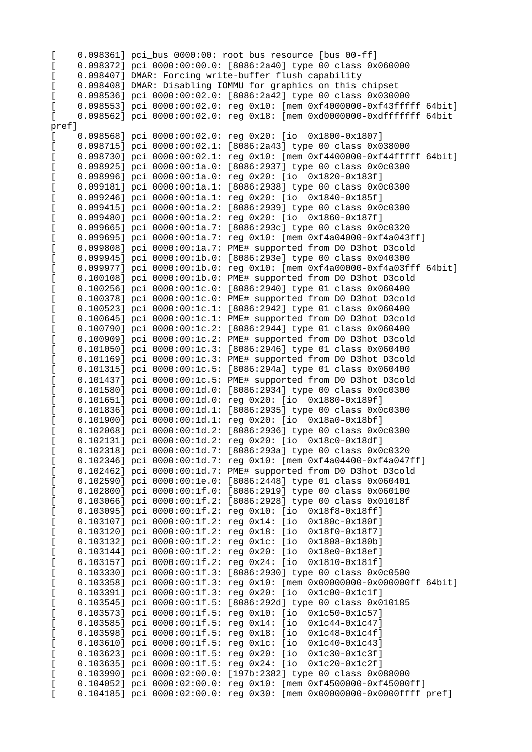```
[    0.098361] pci_bus 0000:00: root bus resource [bus 00-ff]
[    0.098372] pci 0000:00:00.0: [8086:2a40] type 00 class 0x060000
[    0.098407] DMAR: Forcing write-buffer flush capability
[    0.098408] DMAR: Disabling IOMMU for graphics on this chipset
[    0.098536] pci 0000:00:02.0: [8086:2a42] type 00 class 0x030000
[    0.098553] pci 0000:00:02.0: reg 0x10: [mem 0xf4000000-0xf43fffff 64bit]
[    0.098562] pci 0000:00:02.0: reg 0x18: [mem 0xd0000000-0xdfffffff 64bit
pref]
[    0.098568] pci 0000:00:02.0: reg 0x20: [io  0x1800-0x1807]
[    0.098715] pci 0000:00:02.1: [8086:2a43] type 00 class 0x038000
[    0.098730] pci 0000:00:02.1: reg 0x10: [mem 0xf4400000-0xf44fffff 64bit]
[    0.098925] pci 0000:00:1a.0: [8086:2937] type 00 class 0x0c0300
[    0.098996] pci 0000:00:1a.0: reg 0x20: [io  0x1820-0x183f]
[    0.099181] pci 0000:00:1a.1: [8086:2938] type 00 class 0x0c0300
[    0.099246] pci 0000:00:1a.1: reg 0x20: [io  0x1840-0x185f]
[    0.099415] pci 0000:00:1a.2: [8086:2939] type 00 class 0x0c0300
[    0.099480] pci 0000:00:1a.2: reg 0x20: [io  0x1860-0x187f]
[    0.099665] pci 0000:00:1a.7: [8086:293c] type 00 class 0x0c0320
[    0.099695] pci 0000:00:1a.7: reg 0x10: [mem 0xf4a04000-0xf4a043ff]
[    0.099808] pci 0000:00:1a.7: PME# supported from D0 D3hot D3cold
[    0.099945] pci 0000:00:1b.0: [8086:293e] type 00 class 0x040300
[    0.099977] pci 0000:00:1b.0: reg 0x10: [mem 0xf4a00000-0xf4a03fff 64bit]
[    0.100108] pci 0000:00:1b.0: PME# supported from D0 D3hot D3cold
[    0.100256] pci 0000:00:1c.0: [8086:2940] type 01 class 0x060400
[    0.100378] pci 0000:00:1c.0: PME# supported from D0 D3hot D3cold
[    0.100523] pci 0000:00:1c.1: [8086:2942] type 01 class 0x060400
[    0.100645] pci 0000:00:1c.1: PME# supported from D0 D3hot D3cold
[    0.100790] pci 0000:00:1c.2: [8086:2944] type 01 class 0x060400
[    0.100909] pci 0000:00:1c.2: PME# supported from D0 D3hot D3cold
[    0.101050] pci 0000:00:1c.3: [8086:2946] type 01 class 0x060400
[    0.101169] pci 0000:00:1c.3: PME# supported from D0 D3hot D3cold
[    0.101315] pci 0000:00:1c.5: [8086:294a] type 01 class 0x060400
[    0.101437] pci 0000:00:1c.5: PME# supported from D0 D3hot D3cold
[    0.101580] pci 0000:00:1d.0: [8086:2934] type 00 class 0x0c0300
[    0.101651] pci 0000:00:1d.0: reg 0x20: [io  0x1880-0x189f]
[    0.101836] pci 0000:00:1d.1: [8086:2935] type 00 class 0x0c0300
[    0.101900] pci 0000:00:1d.1: reg 0x20: [io  0x18a0-0x18bf]
[    0.102068] pci 0000:00:1d.2: [8086:2936] type 00 class 0x0c0300
[    0.102131] pci 0000:00:1d.2: reg 0x20: [io  0x18c0-0x18df]
[    0.102318] pci 0000:00:1d.7: [8086:293a] type 00 class 0x0c0320
[    0.102346] pci 0000:00:1d.7: reg 0x10: [mem 0xf4a04400-0xf4a047ff]
[    0.102462] pci 0000:00:1d.7: PME# supported from D0 D3hot D3cold
[    0.102590] pci 0000:00:1e.0: [8086:2448] type 01 class 0x060401
[    0.102800] pci 0000:00:1f.0: [8086:2919] type 00 class 0x060100
[    0.103066] pci 0000:00:1f.2: [8086:2928] type 00 class 0x01018f
[    0.103095] pci 0000:00:1f.2: reg 0x10: [io  0x18f8-0x18ff]
[    0.103107] pci 0000:00:1f.2: reg 0x14: [io  0x180c-0x180f]
[    0.103120] pci 0000:00:1f.2: reg 0x18: [io  0x18f0-0x18f7]
[    0.103132] pci 0000:00:1f.2: reg 0x1c: [io  0x1808-0x180b]
[    0.103144] pci 0000:00:1f.2: reg 0x20: [io  0x18e0-0x18ef]
[    0.103157] pci 0000:00:1f.2: reg 0x24: [io  0x1810-0x181f]
[    0.103330] pci 0000:00:1f.3: [8086:2930] type 00 class 0x0c0500
[    0.103358] pci 0000:00:1f.3: reg 0x10: [mem 0x00000000-0x000000ff 64bit]
[    0.103391] pci 0000:00:1f.3: reg 0x20: [io  0x1c00-0x1c1f]
[    0.103545] pci 0000:00:1f.5: [8086:292d] type 00 class 0x010185
[    0.103573] pci 0000:00:1f.5: reg 0x10: [io  0x1c50-0x1c57]
[    0.103585] pci 0000:00:1f.5: reg 0x14: [io  0x1c44-0x1c47]
[    0.103598] pci 0000:00:1f.5: reg 0x18: [io  0x1c48-0x1c4f]
[    0.103610] pci 0000:00:1f.5: reg 0x1c: [io  0x1c40-0x1c43]
[    0.103623] pci 0000:00:1f.5: reg 0x20: [io  0x1c30-0x1c3f]
[    0.103635] pci 0000:00:1f.5: reg 0x24: [io  0x1c20-0x1c2f]
[    0.103990] pci 0000:02:00.0: [197b:2382] type 00 class 0x088000
[    0.104052] pci 0000:02:00.0: reg 0x10: [mem 0xf4500000-0xf45000ff]
[    0.104185] pci 0000:02:00.0: reg 0x30: [mem 0x00000000-0x0000ffff pref]
```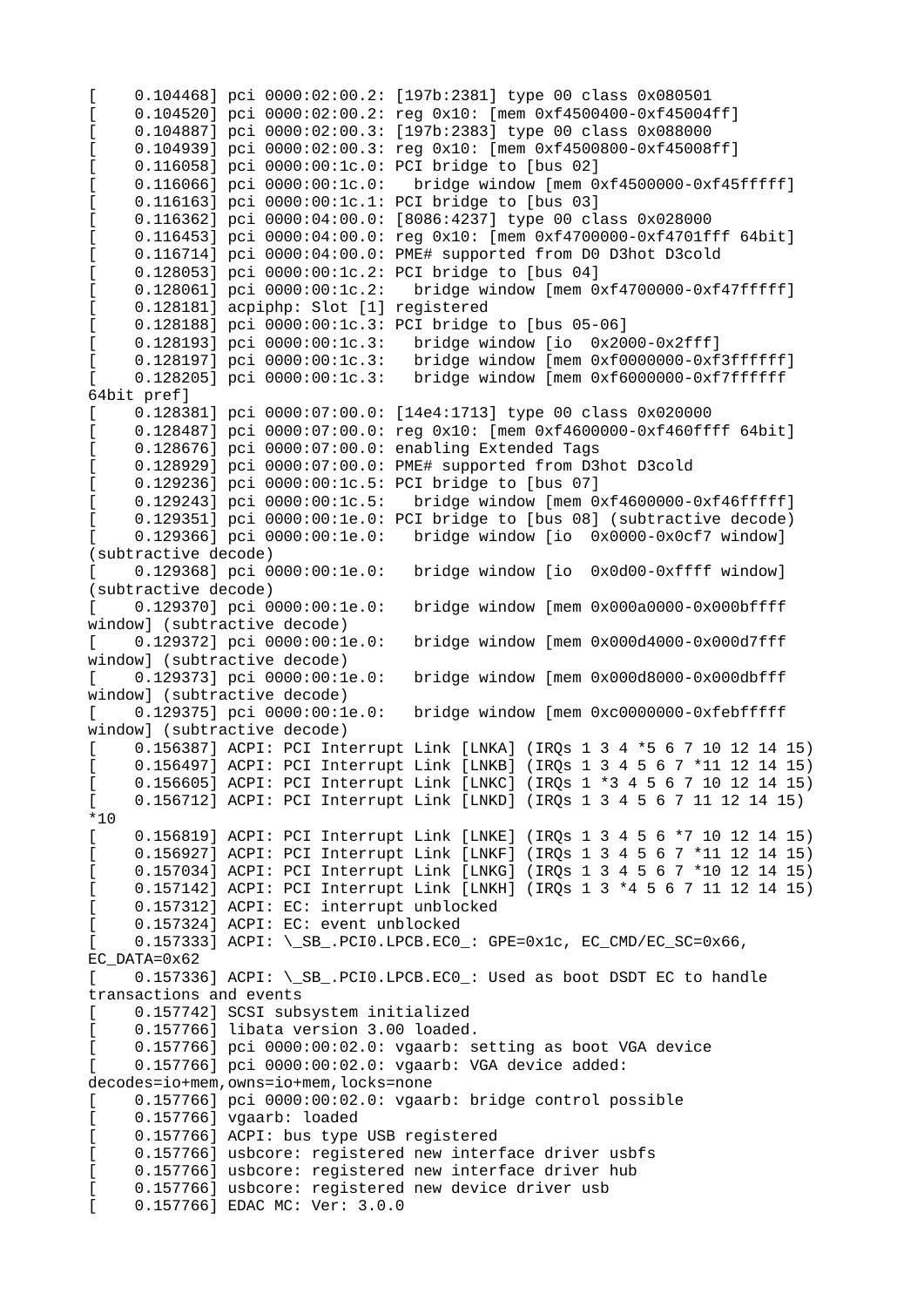```
[    0.104468] pci 0000:02:00.2: [197b:2381] type 00 class 0x080501
[    0.104520] pci 0000:02:00.2: reg 0x10: [mem 0xf4500400-0xf45004ff]
[    0.104887] pci 0000:02:00.3: [197b:2383] type 00 class 0x088000
[    0.104939] pci 0000:02:00.3: reg 0x10: [mem 0xf4500800-0xf45008ff]
[    0.116058] pci 0000:00:1c.0: PCI bridge to [bus 02]
[    0.116066] pci 0000:00:1c.0:   bridge window [mem 0xf4500000-0xf45fffff]
[    0.116163] pci 0000:00:1c.1: PCI bridge to [bus 03]
[    0.116362] pci 0000:04:00.0: [8086:4237] type 00 class 0x028000
[    0.116453] pci 0000:04:00.0: reg 0x10: [mem 0xf4700000-0xf4701fff 64bit]
[    0.116714] pci 0000:04:00.0: PME# supported from D0 D3hot D3cold
[    0.128053] pci 0000:00:1c.2: PCI bridge to [bus 04]
[    0.128061] pci 0000:00:1c.2:   bridge window [mem 0xf4700000-0xf47fffff]
[    0.128181] acpiphp: Slot [1] registered
[    0.128188] pci 0000:00:1c.3: PCI bridge to [bus 05-06]
[    0.128193] pci 0000:00:1c.3:   bridge window [io  0x2000-0x2fff]
[    0.128197] pci 0000:00:1c.3:   bridge window [mem 0xf0000000-0xf3ffffff]
[    0.128205] pci 0000:00:1c.3:   bridge window [mem 0xf6000000-0xf7ffffff
64bit pref]
[    0.128381] pci 0000:07:00.0: [14e4:1713] type 00 class 0x020000
[    0.128487] pci 0000:07:00.0: reg 0x10: [mem 0xf4600000-0xf460ffff 64bit]
[    0.128676] pci 0000:07:00.0: enabling Extended Tags
[    0.128929] pci 0000:07:00.0: PME# supported from D3hot D3cold
[    0.129236] pci 0000:00:1c.5: PCI bridge to [bus 07]
[    0.129243] pci 0000:00:1c.5:   bridge window [mem 0xf4600000-0xf46fffff]
[    0.129351] pci 0000:00:1e.0: PCI bridge to [bus 08] (subtractive decode)
[    0.129366] pci 0000:00:1e.0:   bridge window [io  0x0000-0x0cf7 window]
(subtractive decode)
[    0.129368] pci 0000:00:1e.0:   bridge window [io  0x0d00-0xffff window]
(subtractive decode)
[    0.129370] pci 0000:00:1e.0:   bridge window [mem 0x000a0000-0x000bffff
window] (subtractive decode)
[    0.129372] pci 0000:00:1e.0:   bridge window [mem 0x000d4000-0x000d7fff
window] (subtractive decode)
[    0.129373] pci 0000:00:1e.0:   bridge window [mem 0x000d8000-0x000dbfff
window] (subtractive decode)
[    0.129375] pci 0000:00:1e.0:   bridge window [mem 0xc0000000-0xfebfffff
window] (subtractive decode)
[    0.156387] ACPI: PCI Interrupt Link [LNKA] (IRQs 1 3 4 *5 6 7 10 12 14 15)
[    0.156497] ACPI: PCI Interrupt Link [LNKB] (IRQs 1 3 4 5 6 7 *11 12 14 15)
[    0.156605] ACPI: PCI Interrupt Link [LNKC] (IRQs 1 *3 4 5 6 7 10 12 14 15)
[    0.156712] ACPI: PCI Interrupt Link [LNKD] (IRQs 1 3 4 5 6 7 11 12 14 15)
*10
[    0.156819] ACPI: PCI Interrupt Link [LNKE] (IRQs 1 3 4 5 6 *7 10 12 14 15)
[    0.156927] ACPI: PCI Interrupt Link [LNKF] (IRQs 1 3 4 5 6 7 *11 12 14 15)
[    0.157034] ACPI: PCI Interrupt Link [LNKG] (IRQs 1 3 4 5 6 7 *10 12 14 15)
[    0.157142] ACPI: PCI Interrupt Link [LNKH] (IRQs 1 3 *4 5 6 7 11 12 14 15)
[    0.157312] ACPI: EC: interrupt unblocked
[    0.157324] ACPI: EC: event unblocked
[    0.157333] ACPI: \_SB_.PCI0.LPCB.EC0_: GPE=0x1c, EC_CMD/EC_SC=0x66,
EC_DATA=0x62
[    0.157336] ACPI: \_SB_.PCI0.LPCB.EC0_: Used as boot DSDT EC to handle
transactions and events
[    0.157742] SCSI subsystem initialized
[    0.157766] libata version 3.00 loaded.
[    0.157766] pci 0000:00:02.0: vgaarb: setting as boot VGA device
[    0.157766] pci 0000:00:02.0: vgaarb: VGA device added:
decodes=io+mem,owns=io+mem,locks=none
[    0.157766] pci 0000:00:02.0: vgaarb: bridge control possible
[    0.157766] vgaarb: loaded
[    0.157766] ACPI: bus type USB registered
[    0.157766] usbcore: registered new interface driver usbfs
[    0.157766] usbcore: registered new interface driver hub
[    0.157766] usbcore: registered new device driver usb
[    0.157766] EDAC MC: Ver: 3.0.0
```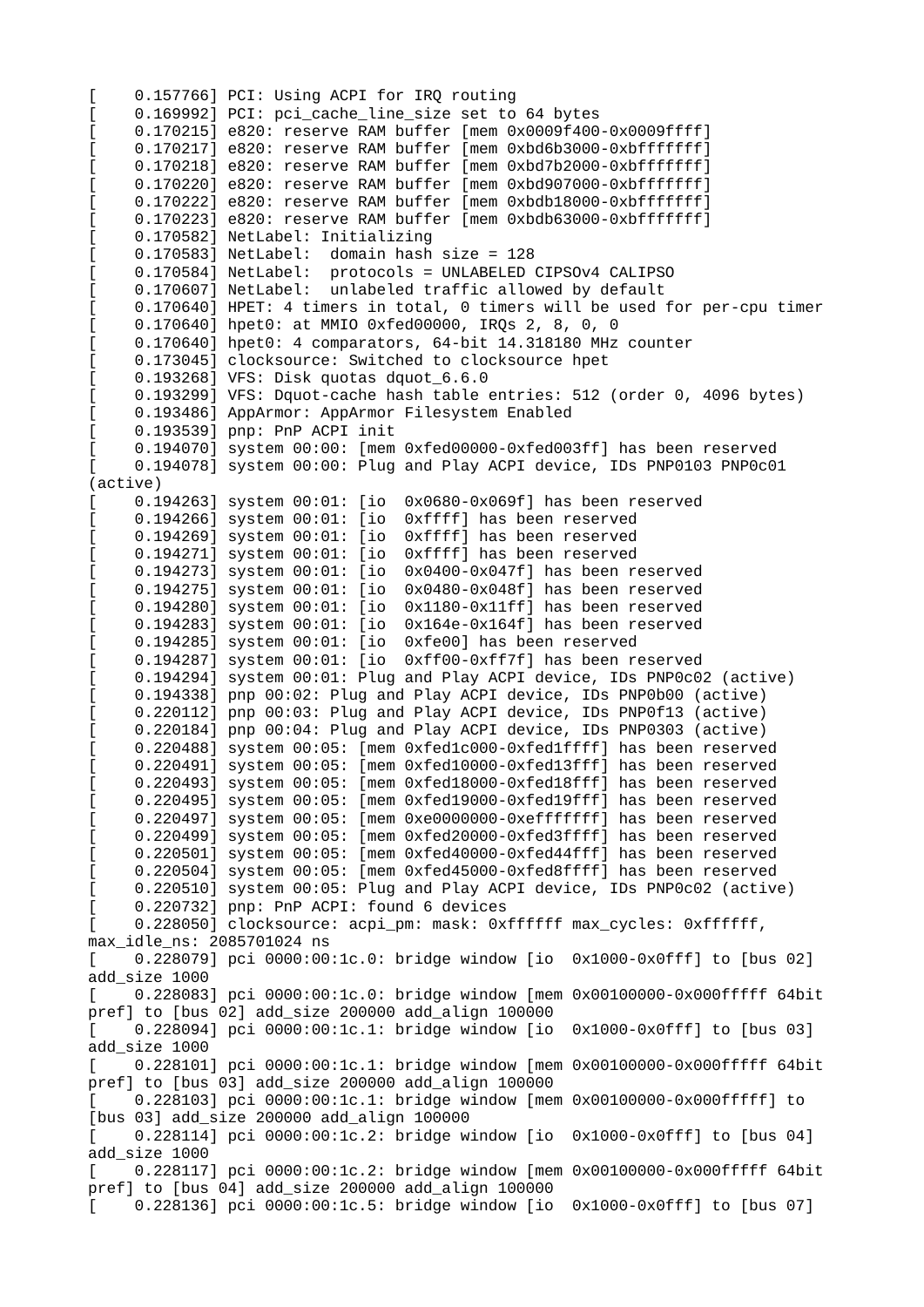```
[    0.157766] PCI: Using ACPI for IRQ routing
[    0.169992] PCI: pci_cache_line_size set to 64 bytes
[    0.170215] e820: reserve RAM buffer [mem 0x0009f400-0x0009ffff]
[    0.170217] e820: reserve RAM buffer [mem 0xbd6b3000-0xbfffffff]
[    0.170218] e820: reserve RAM buffer [mem 0xbd7b2000-0xbfffffff]
[    0.170220] e820: reserve RAM buffer [mem 0xbd907000-0xbfffffff]
[    0.170222] e820: reserve RAM buffer [mem 0xbdb18000-0xbfffffff]
[    0.170223] e820: reserve RAM buffer [mem 0xbdb63000-0xbfffffff]
[    0.170582] NetLabel: Initializing
[    0.170583] NetLabel:  domain hash size = 128
[    0.170584] NetLabel:  protocols = UNLABELED CIPSOv4 CALIPSO
[    0.170607] NetLabel:  unlabeled traffic allowed by default
[    0.170640] HPET: 4 timers in total, 0 timers will be used for per-cpu timer
[    0.170640] hpet0: at MMIO 0xfed00000, IRQs 2, 8, 0, 0
[    0.170640] hpet0: 4 comparators, 64-bit 14.318180 MHz counter
[    0.173045] clocksource: Switched to clocksource hpet
[    0.193268] VFS: Disk quotas dquot_6.6.0
[    0.193299] VFS: Dquot-cache hash table entries: 512 (order 0, 4096 bytes)
[    0.193486] AppArmor: AppArmor Filesystem Enabled
[    0.193539] pnp: PnP ACPI init
[    0.194070] system 00:00: [mem 0xfed00000-0xfed003ff] has been reserved
[    0.194078] system 00:00: Plug and Play ACPI device, IDs PNP0103 PNP0c01
(active)
[    0.194263] system 00:01: [io  0x0680-0x069f] has been reserved
[    0.194266] system 00:01: [io  0xffff] has been reserved
[    0.194269] system 00:01: [io  0xffff] has been reserved
[    0.194271] system 00:01: [io  0xffff] has been reserved
[    0.194273] system 00:01: [io  0x0400-0x047f] has been reserved
[    0.194275] system 00:01: [io  0x0480-0x048f] has been reserved
[    0.194280] system 00:01: [io  0x1180-0x11ff] has been reserved
[    0.194283] system 00:01: [io  0x164e-0x164f] has been reserved
[    0.194285] system 00:01: [io  0xfe00] has been reserved
[    0.194287] system 00:01: [io  0xff00-0xff7f] has been reserved
[    0.194294] system 00:01: Plug and Play ACPI device, IDs PNP0c02 (active)
[    0.194338] pnp 00:02: Plug and Play ACPI device, IDs PNP0b00 (active)
[    0.220112] pnp 00:03: Plug and Play ACPI device, IDs PNP0f13 (active)
[    0.220184] pnp 00:04: Plug and Play ACPI device, IDs PNP0303 (active)
[    0.220488] system 00:05: [mem 0xfed1c000-0xfed1ffff] has been reserved
[    0.220491] system 00:05: [mem 0xfed10000-0xfed13fff] has been reserved
[    0.220493] system 00:05: [mem 0xfed18000-0xfed18fff] has been reserved
[    0.220495] system 00:05: [mem 0xfed19000-0xfed19fff] has been reserved
[    0.220497] system 00:05: [mem 0xe0000000-0xefffffff] has been reserved
[    0.220499] system 00:05: [mem 0xfed20000-0xfed3ffff] has been reserved
[    0.220501] system 00:05: [mem 0xfed40000-0xfed44fff] has been reserved
[    0.220504] system 00:05: [mem 0xfed45000-0xfed8ffff] has been reserved
[    0.220510] system 00:05: Plug and Play ACPI device, IDs PNP0c02 (active)
[    0.220732] pnp: PnP ACPI: found 6 devices
[    0.228050] clocksource: acpi_pm: mask: 0xffffff max_cycles: 0xffffff,
max_idle_ns: 2085701024 ns
[    0.228079] pci 0000:00:1c.0: bridge window [io  0x1000-0x0fff] to [bus 02]
add_size 1000
[    0.228083] pci 0000:00:1c.0: bridge window [mem 0x00100000-0x000fffff 64bit
pref] to [bus 02] add_size 200000 add_align 100000
[    0.228094] pci 0000:00:1c.1: bridge window [io  0x1000-0x0fff] to [bus 03]
add_size 1000
[    0.228101] pci 0000:00:1c.1: bridge window [mem 0x00100000-0x000fffff 64bit
pref] to [bus 03] add_size 200000 add_align 100000
[    0.228103] pci 0000:00:1c.1: bridge window [mem 0x00100000-0x000fffff] to
[bus 03] add_size 200000 add_align 100000
[    0.228114] pci 0000:00:1c.2: bridge window [io  0x1000-0x0fff] to [bus 04]
add_size 1000
[    0.228117] pci 0000:00:1c.2: bridge window [mem 0x00100000-0x000fffff 64bit
pref] to [bus 04] add_size 200000 add_align 100000
[    0.228136] pci 0000:00:1c.5: bridge window [io  0x1000-0x0fff] to [bus 07]
```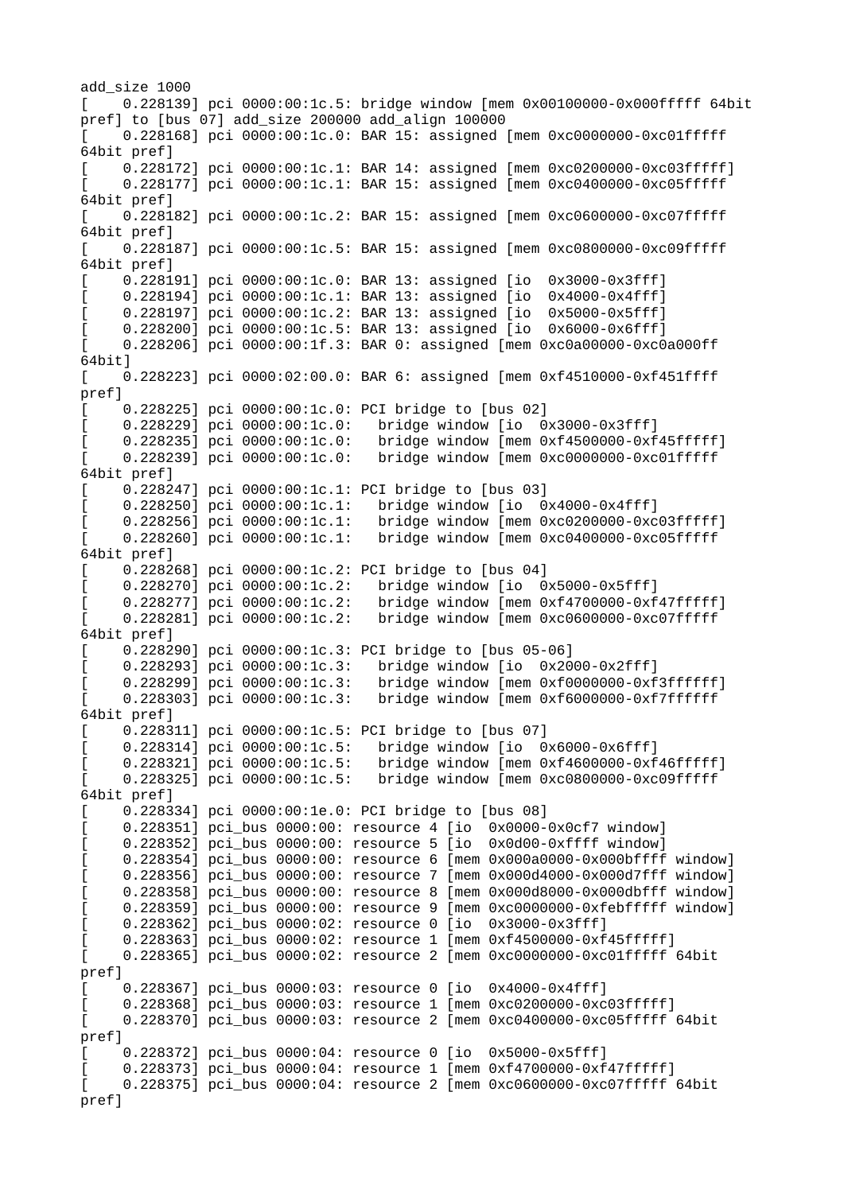```
add_size 1000
[    0.228139] pci 0000:00:1c.5: bridge window [mem 0x00100000-0x000fffff 64bit
pref] to [bus 07] add_size 200000 add_align 100000
[    0.228168] pci 0000:00:1c.0: BAR 15: assigned [mem 0xc0000000-0xc01fffff
64bit pref]
[    0.228172] pci 0000:00:1c.1: BAR 14: assigned [mem 0xc0200000-0xc03fffff]
[    0.228177] pci 0000:00:1c.1: BAR 15: assigned [mem 0xc0400000-0xc05fffff
64bit pref]
[    0.228182] pci 0000:00:1c.2: BAR 15: assigned [mem 0xc0600000-0xc07fffff
64bit pref]
[    0.228187] pci 0000:00:1c.5: BAR 15: assigned [mem 0xc0800000-0xc09fffff
64bit pref]
[    0.228191] pci 0000:00:1c.0: BAR 13: assigned [io  0x3000-0x3fff]
[    0.228194] pci 0000:00:1c.1: BAR 13: assigned [io  0x4000-0x4fff]
[    0.228197] pci 0000:00:1c.2: BAR 13: assigned [io  0x5000-0x5fff]
[    0.228200] pci 0000:00:1c.5: BAR 13: assigned [io  0x6000-0x6fff]
[    0.228206] pci 0000:00:1f.3: BAR 0: assigned [mem 0xc0a00000-0xc0a000ff
64bit]
[    0.228223] pci 0000:02:00.0: BAR 6: assigned [mem 0xf4510000-0xf451ffff
pref]
[    0.228225] pci 0000:00:1c.0: PCI bridge to [bus 02]
[    0.228229] pci 0000:00:1c.0:   bridge window [io  0x3000-0x3fff]
[    0.228235] pci 0000:00:1c.0:   bridge window [mem 0xf4500000-0xf45fffff]
[    0.228239] pci 0000:00:1c.0:   bridge window [mem 0xc0000000-0xc01fffff
64bit pref]
[    0.228247] pci 0000:00:1c.1: PCI bridge to [bus 03]
[    0.228250] pci 0000:00:1c.1:   bridge window [io  0x4000-0x4fff]
[    0.228256] pci 0000:00:1c.1:   bridge window [mem 0xc0200000-0xc03fffff]
[    0.228260] pci 0000:00:1c.1:   bridge window [mem 0xc0400000-0xc05fffff
64bit pref]
[    0.228268] pci 0000:00:1c.2: PCI bridge to [bus 04]
[    0.228270] pci 0000:00:1c.2:   bridge window [io  0x5000-0x5fff]
[    0.228277] pci 0000:00:1c.2:   bridge window [mem 0xf4700000-0xf47fffff]
[    0.228281] pci 0000:00:1c.2:   bridge window [mem 0xc0600000-0xc07fffff
64bit pref]
[    0.228290] pci 0000:00:1c.3: PCI bridge to [bus 05-06]
[    0.228293] pci 0000:00:1c.3:   bridge window [io  0x2000-0x2fff]
[    0.228299] pci 0000:00:1c.3:   bridge window [mem 0xf0000000-0xf3ffffff]
[    0.228303] pci 0000:00:1c.3:   bridge window [mem 0xf6000000-0xf7ffffff
64bit pref]
[    0.228311] pci 0000:00:1c.5: PCI bridge to [bus 07]
[    0.228314] pci 0000:00:1c.5:   bridge window [io  0x6000-0x6fff]
[    0.228321] pci 0000:00:1c.5:   bridge window [mem 0xf4600000-0xf46fffff]
[    0.228325] pci 0000:00:1c.5:   bridge window [mem 0xc0800000-0xc09fffff
64bit pref]
[    0.228334] pci 0000:00:1e.0: PCI bridge to [bus 08]
[    0.228351] pci_bus 0000:00: resource 4 [io  0x0000-0x0cf7 window]
[    0.228352] pci_bus 0000:00: resource 5 [io  0x0d00-0xffff window]
[    0.228354] pci_bus 0000:00: resource 6 [mem 0x000a0000-0x000bffff window]
[    0.228356] pci_bus 0000:00: resource 7 [mem 0x000d4000-0x000d7fff window]
[    0.228358] pci_bus 0000:00: resource 8 [mem 0x000d8000-0x000dbfff window]
[    0.228359] pci_bus 0000:00: resource 9 [mem 0xc0000000-0xfebfffff window]
[    0.228362] pci_bus 0000:02: resource 0 [io  0x3000-0x3fff]
[    0.228363] pci_bus 0000:02: resource 1 [mem 0xf4500000-0xf45fffff]
[    0.228365] pci_bus 0000:02: resource 2 [mem 0xc0000000-0xc01fffff 64bit
pref]
[    0.228367] pci_bus 0000:03: resource 0 [io  0x4000-0x4fff]
[    0.228368] pci_bus 0000:03: resource 1 [mem 0xc0200000-0xc03fffff]
[    0.228370] pci_bus 0000:03: resource 2 [mem 0xc0400000-0xc05fffff 64bit
pref]
[    0.228372] pci_bus 0000:04: resource 0 [io  0x5000-0x5fff]
[    0.228373] pci_bus 0000:04: resource 1 [mem 0xf4700000-0xf47fffff]
[    0.228375] pci_bus 0000:04: resource 2 [mem 0xc0600000-0xc07fffff 64bit
pref]
```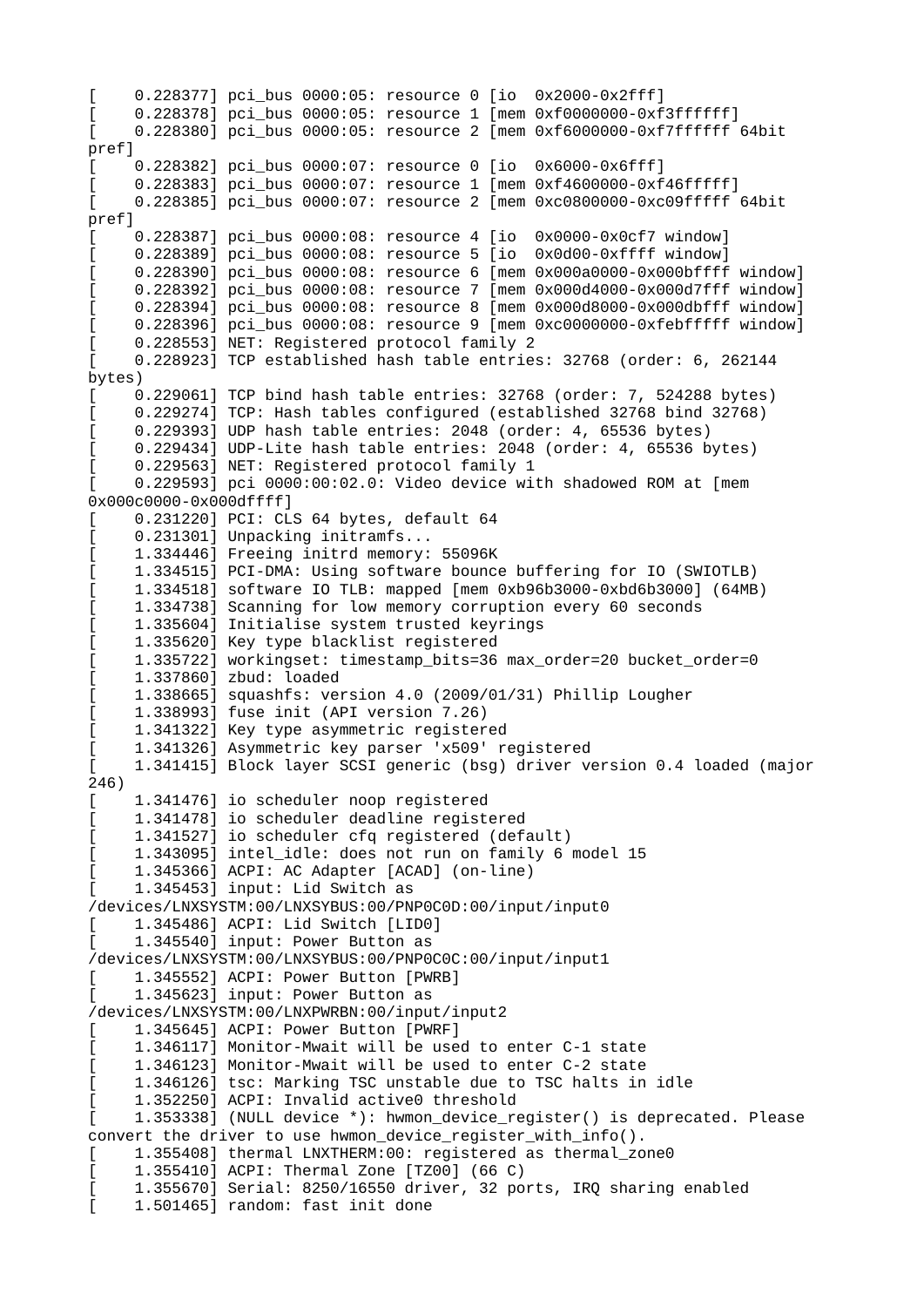```
[    0.228377] pci_bus 0000:05: resource 0 [io  0x2000-0x2fff]
[    0.228378] pci_bus 0000:05: resource 1 [mem 0xf0000000-0xf3ffffff]
[    0.228380] pci_bus 0000:05: resource 2 [mem 0xf6000000-0xf7ffffff 64bit
pref]
[    0.228382] pci_bus 0000:07: resource 0 [io  0x6000-0x6fff]
[    0.228383] pci_bus 0000:07: resource 1 [mem 0xf4600000-0xf46fffff]
[    0.228385] pci_bus 0000:07: resource 2 [mem 0xc0800000-0xc09fffff 64bit
pref]
[    0.228387] pci_bus 0000:08: resource 4 [io  0x0000-0x0cf7 window]
[    0.228389] pci_bus 0000:08: resource 5 [io  0x0d00-0xffff window]
[    0.228390] pci_bus 0000:08: resource 6 [mem 0x000a0000-0x000bffff window]
[    0.228392] pci_bus 0000:08: resource 7 [mem 0x000d4000-0x000d7fff window]
[    0.228394] pci_bus 0000:08: resource 8 [mem 0x000d8000-0x000dbfff window]
[    0.228396] pci_bus 0000:08: resource 9 [mem 0xc0000000-0xfebfffff window]
[    0.228553] NET: Registered protocol family 2
[    0.228923] TCP established hash table entries: 32768 (order: 6, 262144
bytes)
[    0.229061] TCP bind hash table entries: 32768 (order: 7, 524288 bytes)
[    0.229274] TCP: Hash tables configured (established 32768 bind 32768)
[    0.229393] UDP hash table entries: 2048 (order: 4, 65536 bytes)
[    0.229434] UDP-Lite hash table entries: 2048 (order: 4, 65536 bytes)
[    0.229563] NET: Registered protocol family 1
[    0.229593] pci 0000:00:02.0: Video device with shadowed ROM at [mem
0x000c0000-0x000dffff]
[    0.231220] PCI: CLS 64 bytes, default 64
[    0.231301] Unpacking initramfs...
[    1.334446] Freeing initrd memory: 55096K
[    1.334515] PCI-DMA: Using software bounce buffering for IO (SWIOTLB)
[    1.334518] software IO TLB: mapped [mem 0xb96b3000-0xbd6b3000] (64MB)
[    1.334738] Scanning for low memory corruption every 60 seconds
[    1.335604] Initialise system trusted keyrings
[    1.335620] Key type blacklist registered
[    1.335722] workingset: timestamp_bits=36 max_order=20 bucket_order=0
[    1.337860] zbud: loaded
[    1.338665] squashfs: version 4.0 (2009/01/31) Phillip Lougher
[    1.338993] fuse init (API version 7.26)
[    1.341322] Key type asymmetric registered
[    1.341326] Asymmetric key parser 'x509' registered
[    1.341415] Block layer SCSI generic (bsg) driver version 0.4 loaded (major
246)
[    1.341476] io scheduler noop registered
[    1.341478] io scheduler deadline registered
[    1.341527] io scheduler cfq registered (default)
[    1.343095] intel_idle: does not run on family 6 model 15
[    1.345366] ACPI: AC Adapter [ACAD] (on-line)
[    1.345453] input: Lid Switch as
/devices/LNXSYSTM:00/LNXSYBUS:00/PNP0C0D:00/input/input0
[    1.345486] ACPI: Lid Switch [LID0]
[    1.345540] input: Power Button as
/devices/LNXSYSTM:00/LNXSYBUS:00/PNP0C0C:00/input/input1
[    1.345552] ACPI: Power Button [PWRB]
[    1.345623] input: Power Button as
/devices/LNXSYSTM:00/LNXPWRBN:00/input/input2
[    1.345645] ACPI: Power Button [PWRF]
[    1.346117] Monitor-Mwait will be used to enter C-1 state
[    1.346123] Monitor-Mwait will be used to enter C-2 state
[    1.346126] tsc: Marking TSC unstable due to TSC halts in idle
[    1.352250] ACPI: Invalid active0 threshold
[    1.353338] (NULL device *): hwmon_device_register() is deprecated. Please
convert the driver to use hwmon_device_register_with_info().
[    1.355408] thermal LNXTHERM:00: registered as thermal_zone0
[    1.355410] ACPI: Thermal Zone [TZ00] (66 C)
[    1.355670] Serial: 8250/16550 driver, 32 ports, IRQ sharing enabled
[    1.501465] random: fast init done
```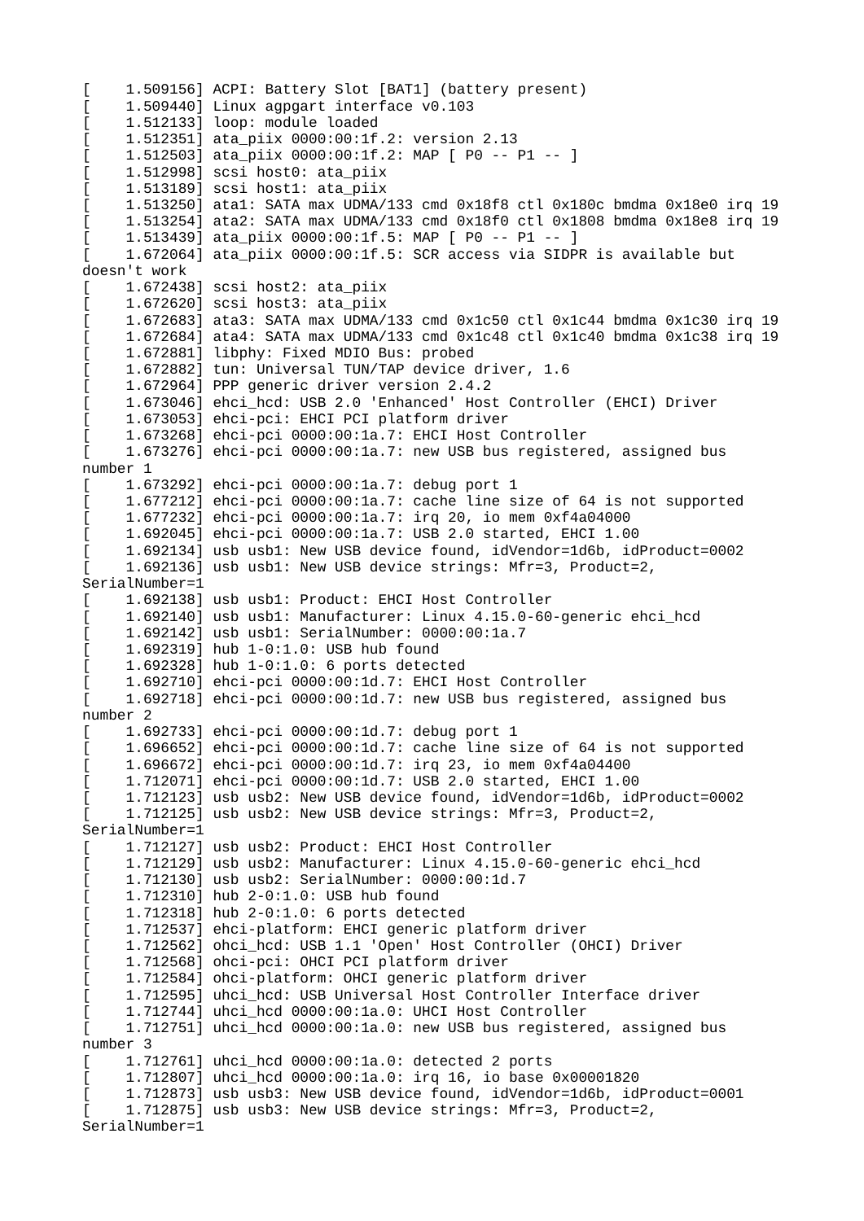```
[    1.509156] ACPI: Battery Slot [BAT1] (battery present)
[    1.509440] Linux agpgart interface v0.103
[    1.512133] loop: module loaded
[    1.512351] ata_piix 0000:00:1f.2: version 2.13
[    1.512503] ata_piix 0000:00:1f.2: MAP [ P0 -- P1 -- ]
[    1.512998] scsi host0: ata_piix
[    1.513189] scsi host1: ata_piix
[    1.513250] ata1: SATA max UDMA/133 cmd 0x18f8 ctl 0x180c bmdma 0x18e0 irq 19
[    1.513254] ata2: SATA max UDMA/133 cmd 0x18f0 ctl 0x1808 bmdma 0x18e8 irq 19
[    1.513439] ata_piix 0000:00:1f.5: MAP [ P0 -- P1 -- ]
[    1.672064] ata_piix 0000:00:1f.5: SCR access via SIDPR is available but
doesn't work
[    1.672438] scsi host2: ata_piix
[    1.672620] scsi host3: ata_piix
[    1.672683] ata3: SATA max UDMA/133 cmd 0x1c50 ctl 0x1c44 bmdma 0x1c30 irq 19
[    1.672684] ata4: SATA max UDMA/133 cmd 0x1c48 ctl 0x1c40 bmdma 0x1c38 irq 19
[    1.672881] libphy: Fixed MDIO Bus: probed
[    1.672882] tun: Universal TUN/TAP device driver, 1.6
[    1.672964] PPP generic driver version 2.4.2
[    1.673046] ehci_hcd: USB 2.0 'Enhanced' Host Controller (EHCI) Driver
[    1.673053] ehci-pci: EHCI PCI platform driver
[    1.673268] ehci-pci 0000:00:1a.7: EHCI Host Controller
[    1.673276] ehci-pci 0000:00:1a.7: new USB bus registered, assigned bus
number 1
[    1.673292] ehci-pci 0000:00:1a.7: debug port 1
[    1.677212] ehci-pci 0000:00:1a.7: cache line size of 64 is not supported
[    1.677232] ehci-pci 0000:00:1a.7: irq 20, io mem 0xf4a04000
[    1.692045] ehci-pci 0000:00:1a.7: USB 2.0 started, EHCI 1.00
[    1.692134] usb usb1: New USB device found, idVendor=1d6b, idProduct=0002
[    1.692136] usb usb1: New USB device strings: Mfr=3, Product=2,
SerialNumber=1
[    1.692138] usb usb1: Product: EHCI Host Controller
[    1.692140] usb usb1: Manufacturer: Linux 4.15.0-60-generic ehci_hcd
[    1.692142] usb usb1: SerialNumber: 0000:00:1a.7
[    1.692319] hub 1-0:1.0: USB hub found
[    1.692328] hub 1-0:1.0: 6 ports detected
[    1.692710] ehci-pci 0000:00:1d.7: EHCI Host Controller
[    1.692718] ehci-pci 0000:00:1d.7: new USB bus registered, assigned bus
number 2
[    1.692733] ehci-pci 0000:00:1d.7: debug port 1
[    1.696652] ehci-pci 0000:00:1d.7: cache line size of 64 is not supported
[    1.696672] ehci-pci 0000:00:1d.7: irq 23, io mem 0xf4a04400
[    1.712071] ehci-pci 0000:00:1d.7: USB 2.0 started, EHCI 1.00
[    1.712123] usb usb2: New USB device found, idVendor=1d6b, idProduct=0002
[    1.712125] usb usb2: New USB device strings: Mfr=3, Product=2,
SerialNumber=1
[    1.712127] usb usb2: Product: EHCI Host Controller
[    1.712129] usb usb2: Manufacturer: Linux 4.15.0-60-generic ehci_hcd
[    1.712130] usb usb2: SerialNumber: 0000:00:1d.7
[    1.712310] hub 2-0:1.0: USB hub found
[    1.712318] hub 2-0:1.0: 6 ports detected
[    1.712537] ehci-platform: EHCI generic platform driver
[    1.712562] ohci_hcd: USB 1.1 'Open' Host Controller (OHCI) Driver
[    1.712568] ohci-pci: OHCI PCI platform driver
[    1.712584] ohci-platform: OHCI generic platform driver
[    1.712595] uhci_hcd: USB Universal Host Controller Interface driver
[    1.712744] uhci_hcd 0000:00:1a.0: UHCI Host Controller
[    1.712751] uhci_hcd 0000:00:1a.0: new USB bus registered, assigned bus
number 3
[    1.712761] uhci_hcd 0000:00:1a.0: detected 2 ports
[    1.712807] uhci_hcd 0000:00:1a.0: irq 16, io base 0x00001820
[    1.712873] usb usb3: New USB device found, idVendor=1d6b, idProduct=0001
[    1.712875] usb usb3: New USB device strings: Mfr=3, Product=2,
SerialNumber=1
```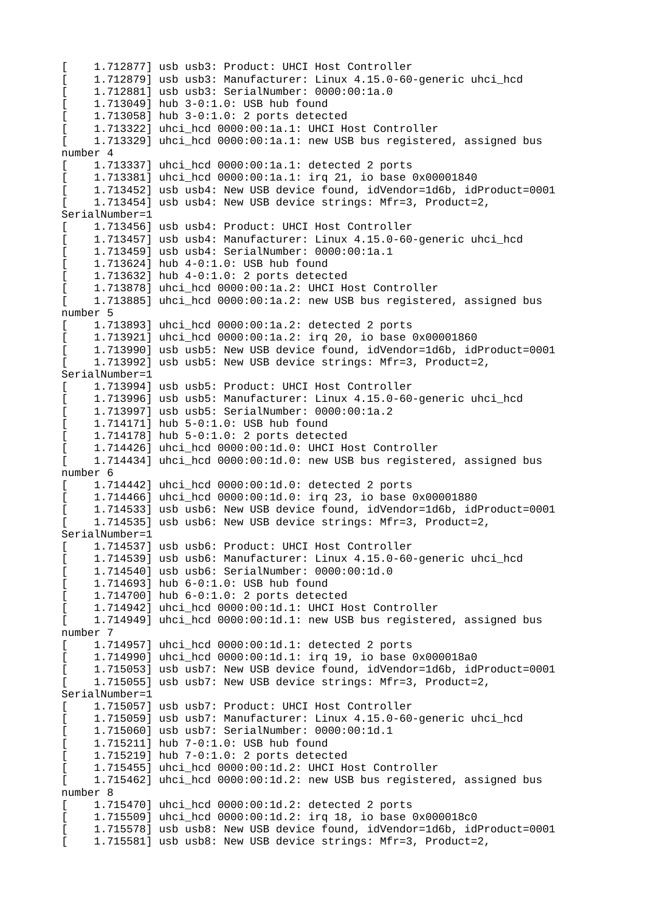```
[    1.712877] usb usb3: Product: UHCI Host Controller
[    1.712879] usb usb3: Manufacturer: Linux 4.15.0-60-generic uhci_hcd
[    1.712881] usb usb3: SerialNumber: 0000:00:1a.0
[    1.713049] hub 3-0:1.0: USB hub found
[    1.713058] hub 3-0:1.0: 2 ports detected
[    1.713322] uhci_hcd 0000:00:1a.1: UHCI Host Controller
[    1.713329] uhci_hcd 0000:00:1a.1: new USB bus registered, assigned bus
number 4
[    1.713337] uhci_hcd 0000:00:1a.1: detected 2 ports
[    1.713381] uhci_hcd 0000:00:1a.1: irq 21, io base 0x00001840
[    1.713452] usb usb4: New USB device found, idVendor=1d6b, idProduct=0001
[    1.713454] usb usb4: New USB device strings: Mfr=3, Product=2,
SerialNumber=1
[    1.713456] usb usb4: Product: UHCI Host Controller
[    1.713457] usb usb4: Manufacturer: Linux 4.15.0-60-generic uhci_hcd
[    1.713459] usb usb4: SerialNumber: 0000:00:1a.1
[    1.713624] hub 4-0:1.0: USB hub found
[    1.713632] hub 4-0:1.0: 2 ports detected
[    1.713878] uhci_hcd 0000:00:1a.2: UHCI Host Controller
[    1.713885] uhci_hcd 0000:00:1a.2: new USB bus registered, assigned bus
number 5
[    1.713893] uhci_hcd 0000:00:1a.2: detected 2 ports
[    1.713921] uhci_hcd 0000:00:1a.2: irq 20, io base 0x00001860
[    1.713990] usb usb5: New USB device found, idVendor=1d6b, idProduct=0001
[    1.713992] usb usb5: New USB device strings: Mfr=3, Product=2,
SerialNumber=1
[    1.713994] usb usb5: Product: UHCI Host Controller
[    1.713996] usb usb5: Manufacturer: Linux 4.15.0-60-generic uhci_hcd
[    1.713997] usb usb5: SerialNumber: 0000:00:1a.2
[    1.714171] hub 5-0:1.0: USB hub found
[    1.714178] hub 5-0:1.0: 2 ports detected
[    1.714426] uhci_hcd 0000:00:1d.0: UHCI Host Controller
[    1.714434] uhci_hcd 0000:00:1d.0: new USB bus registered, assigned bus
number 6
[    1.714442] uhci_hcd 0000:00:1d.0: detected 2 ports
[    1.714466] uhci_hcd 0000:00:1d.0: irq 23, io base 0x00001880
[    1.714533] usb usb6: New USB device found, idVendor=1d6b, idProduct=0001
[    1.714535] usb usb6: New USB device strings: Mfr=3, Product=2,
SerialNumber=1
[    1.714537] usb usb6: Product: UHCI Host Controller
[    1.714539] usb usb6: Manufacturer: Linux 4.15.0-60-generic uhci_hcd
[    1.714540] usb usb6: SerialNumber: 0000:00:1d.0
[    1.714693] hub 6-0:1.0: USB hub found
[    1.714700] hub 6-0:1.0: 2 ports detected
[    1.714942] uhci_hcd 0000:00:1d.1: UHCI Host Controller
[    1.714949] uhci_hcd 0000:00:1d.1: new USB bus registered, assigned bus
number 7
[    1.714957] uhci_hcd 0000:00:1d.1: detected 2 ports
[    1.714990] uhci_hcd 0000:00:1d.1: irq 19, io base 0x000018a0
[    1.715053] usb usb7: New USB device found, idVendor=1d6b, idProduct=0001
[    1.715055] usb usb7: New USB device strings: Mfr=3, Product=2,
SerialNumber=1
[    1.715057] usb usb7: Product: UHCI Host Controller
[    1.715059] usb usb7: Manufacturer: Linux 4.15.0-60-generic uhci_hcd
[    1.715060] usb usb7: SerialNumber: 0000:00:1d.1
[    1.715211] hub 7-0:1.0: USB hub found
[    1.715219] hub 7-0:1.0: 2 ports detected
[    1.715455] uhci_hcd 0000:00:1d.2: UHCI Host Controller
[    1.715462] uhci_hcd 0000:00:1d.2: new USB bus registered, assigned bus
number 8
[    1.715470] uhci_hcd 0000:00:1d.2: detected 2 ports
[    1.715509] uhci_hcd 0000:00:1d.2: irq 18, io base 0x000018c0
[    1.715578] usb usb8: New USB device found, idVendor=1d6b, idProduct=0001
[    1.715581] usb usb8: New USB device strings: Mfr=3, Product=2,
```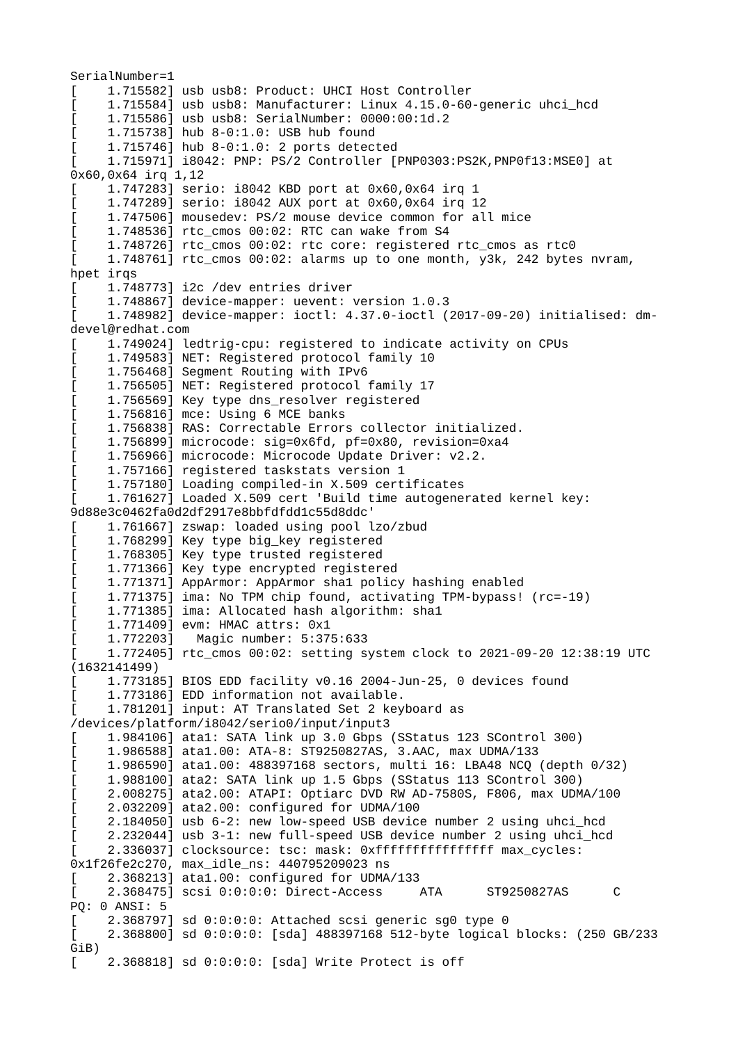```
SerialNumber=1
[    1.715582] usb usb8: Product: UHCI Host Controller
[    1.715584] usb usb8: Manufacturer: Linux 4.15.0-60-generic uhci_hcd
[    1.715586] usb usb8: SerialNumber: 0000:00:1d.2
[    1.715738] hub 8-0:1.0: USB hub found
[    1.715746] hub 8-0:1.0: 2 ports detected
[    1.715971] i8042: PNP: PS/2 Controller [PNP0303:PS2K,PNP0f13:MSE0] at
0x60,0x64 irq 1,12
[    1.747283] serio: i8042 KBD port at 0x60,0x64 irq 1
[    1.747289] serio: i8042 AUX port at 0x60,0x64 irq 12
[    1.747506] mousedev: PS/2 mouse device common for all mice
[    1.748536] rtc_cmos 00:02: RTC can wake from S4
[    1.748726] rtc_cmos 00:02: rtc core: registered rtc_cmos as rtc0
[    1.748761] rtc_cmos 00:02: alarms up to one month, y3k, 242 bytes nvram,
hpet irqs
[    1.748773] i2c /dev entries driver
[    1.748867] device-mapper: uevent: version 1.0.3
[    1.748982] device-mapper: ioctl: 4.37.0-ioctl (2017-09-20) initialised: dm-
devel@redhat.com
[    1.749024] ledtrig-cpu: registered to indicate activity on CPUs
[    1.749583] NET: Registered protocol family 10
[    1.756468] Segment Routing with IPv6
[    1.756505] NET: Registered protocol family 17
[    1.756569] Key type dns_resolver registered
[    1.756816] mce: Using 6 MCE banks
[    1.756838] RAS: Correctable Errors collector initialized.
[    1.756899] microcode: sig=0x6fd, pf=0x80, revision=0xa4
[    1.756966] microcode: Microcode Update Driver: v2.2.
[    1.757166] registered taskstats version 1
[    1.757180] Loading compiled-in X.509 certificates
[    1.761627] Loaded X.509 cert 'Build time autogenerated kernel key:
9d88e3c0462fa0d2df2917e8bbfdfdd1c55d8ddc'
[    1.761667] zswap: loaded using pool lzo/zbud
[    1.768299] Key type big_key registered
[    1.768305] Key type trusted registered
[    1.771366] Key type encrypted registered
[    1.771371] AppArmor: AppArmor sha1 policy hashing enabled
[    1.771375] ima: No TPM chip found, activating TPM-bypass! (rc=-19)
[    1.771385] ima: Allocated hash algorithm: sha1
[    1.771409] evm: HMAC attrs: 0x1
[    1.772203]   Magic number: 5:375:633
[    1.772405] rtc_cmos 00:02: setting system clock to 2021-09-20 12:38:19 UTC
(1632141499)
[    1.773185] BIOS EDD facility v0.16 2004-Jun-25, 0 devices found
[    1.773186] EDD information not available.
[    1.781201] input: AT Translated Set 2 keyboard as
/devices/platform/i8042/serio0/input/input3
[    1.984106] ata1: SATA link up 3.0 Gbps (SStatus 123 SControl 300)
[    1.986588] ata1.00: ATA-8: ST9250827AS, 3.AAC, max UDMA/133
[    1.986590] ata1.00: 488397168 sectors, multi 16: LBA48 NCQ (depth 0/32)
[    1.988100] ata2: SATA link up 1.5 Gbps (SStatus 113 SControl 300)
[    2.008275] ata2.00: ATAPI: Optiarc DVD RW AD-7580S, F806, max UDMA/100
[    2.032209] ata2.00: configured for UDMA/100
[    2.184050] usb 6-2: new low-speed USB device number 2 using uhci_hcd
[    2.232044] usb 3-1: new full-speed USB device number 2 using uhci_hcd
[    2.336037] clocksource: tsc: mask: 0xffffffffffffffff max_cycles:
0x1f26fe2c270, max_idle_ns: 440795209023 ns
[    2.368213] ata1.00: configured for UDMA/133
[    2.368475] scsi 0:0:0:0: Direct-Access     ATA      ST9250827AS      C
PQ: 0 ANSI: 5
[    2.368797] sd 0:0:0:0: Attached scsi generic sg0 type 0
[    2.368800] sd 0:0:0:0: [sda] 488397168 512-byte logical blocks: (250 GB/233
GiB)
[    2.368818] sd 0:0:0:0: [sda] Write Protect is off
```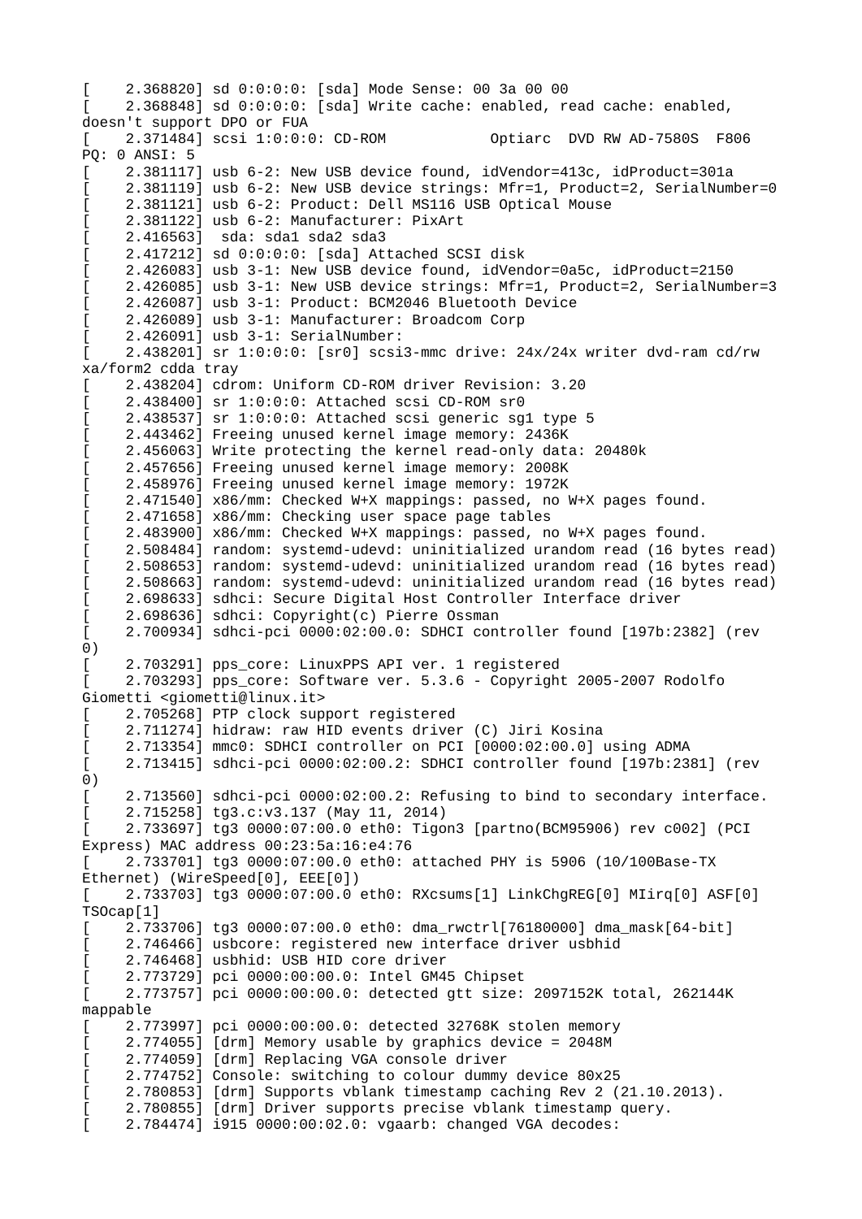```
[    2.368820] sd 0:0:0:0: [sda] Mode Sense: 00 3a 00 00
[    2.368848] sd 0:0:0:0: [sda] Write cache: enabled, read cache: enabled,
doesn't support DPO or FUA
[    2.371484] scsi 1:0:0:0: CD-ROM            Optiarc  DVD RW AD-7580S  F806
PQ: 0 ANSI: 5
[    2.381117] usb 6-2: New USB device found, idVendor=413c, idProduct=301a
[    2.381119] usb 6-2: New USB device strings: Mfr=1, Product=2, SerialNumber=0
[    2.381121] usb 6-2: Product: Dell MS116 USB Optical Mouse
[    2.381122] usb 6-2: Manufacturer: PixArt
[    2.416563]  sda: sda1 sda2 sda3
[    2.417212] sd 0:0:0:0: [sda] Attached SCSI disk
[    2.426083] usb 3-1: New USB device found, idVendor=0a5c, idProduct=2150
[    2.426085] usb 3-1: New USB device strings: Mfr=1, Product=2, SerialNumber=3
[    2.426087] usb 3-1: Product: BCM2046 Bluetooth Device
[    2.426089] usb 3-1: Manufacturer: Broadcom Corp
[    2.426091] usb 3-1: SerialNumber:
[    2.438201] sr 1:0:0:0: [sr0] scsi3-mmc drive: 24x/24x writer dvd-ram cd/rw
xa/form2 cdda tray
[    2.438204] cdrom: Uniform CD-ROM driver Revision: 3.20
[    2.438400] sr 1:0:0:0: Attached scsi CD-ROM sr0
[    2.438537] sr 1:0:0:0: Attached scsi generic sg1 type 5
[    2.443462] Freeing unused kernel image memory: 2436K
[    2.456063] Write protecting the kernel read-only data: 20480k
[    2.457656] Freeing unused kernel image memory: 2008K
[    2.458976] Freeing unused kernel image memory: 1972K
[    2.471540] x86/mm: Checked W+X mappings: passed, no W+X pages found.
[    2.471658] x86/mm: Checking user space page tables
[    2.483900] x86/mm: Checked W+X mappings: passed, no W+X pages found.
[    2.508484] random: systemd-udevd: uninitialized urandom read (16 bytes read)
[    2.508653] random: systemd-udevd: uninitialized urandom read (16 bytes read)
[    2.508663] random: systemd-udevd: uninitialized urandom read (16 bytes read)
[    2.698633] sdhci: Secure Digital Host Controller Interface driver
[    2.698636] sdhci: Copyright(c) Pierre Ossman
[    2.700934] sdhci-pci 0000:02:00.0: SDHCI controller found [197b:2382] (rev
0)
[    2.703291] pps_core: LinuxPPS API ver. 1 registered
[    2.703293] pps_core: Software ver. 5.3.6 - Copyright 2005-2007 Rodolfo
Giometti <giometti@linux.it>
[    2.705268] PTP clock support registered
[    2.711274] hidraw: raw HID events driver (C) Jiri Kosina
[    2.713354] mmc0: SDHCI controller on PCI [0000:02:00.0] using ADMA
[    2.713415] sdhci-pci 0000:02:00.2: SDHCI controller found [197b:2381] (rev
0)
[    2.713560] sdhci-pci 0000:02:00.2: Refusing to bind to secondary interface.
[    2.715258] tg3.c:v3.137 (May 11, 2014)
[    2.733697] tg3 0000:07:00.0 eth0: Tigon3 [partno(BCM95906) rev c002] (PCI
Express) MAC address 00:23:5a:16:e4:76
[    2.733701] tg3 0000:07:00.0 eth0: attached PHY is 5906 (10/100Base-TX
Ethernet) (WireSpeed[0], EEE[0])
[    2.733703] tg3 0000:07:00.0 eth0: RXcsums[1] LinkChgREG[0] MIirq[0] ASF[0]
TSOcap[1]
[    2.733706] tg3 0000:07:00.0 eth0: dma_rwctrl[76180000] dma_mask[64-bit]
[    2.746466] usbcore: registered new interface driver usbhid
[    2.746468] usbhid: USB HID core driver
[    2.773729] pci 0000:00:00.0: Intel GM45 Chipset
[    2.773757] pci 0000:00:00.0: detected gtt size: 2097152K total, 262144K
mappable
[    2.773997] pci 0000:00:00.0: detected 32768K stolen memory
[    2.774055] [drm] Memory usable by graphics device = 2048M
[    2.774059] [drm] Replacing VGA console driver
[    2.774752] Console: switching to colour dummy device 80x25
[    2.780853] [drm] Supports vblank timestamp caching Rev 2 (21.10.2013).
[    2.780855] [drm] Driver supports precise vblank timestamp query.
[    2.784474] i915 0000:00:02.0: vgaarb: changed VGA decodes:
```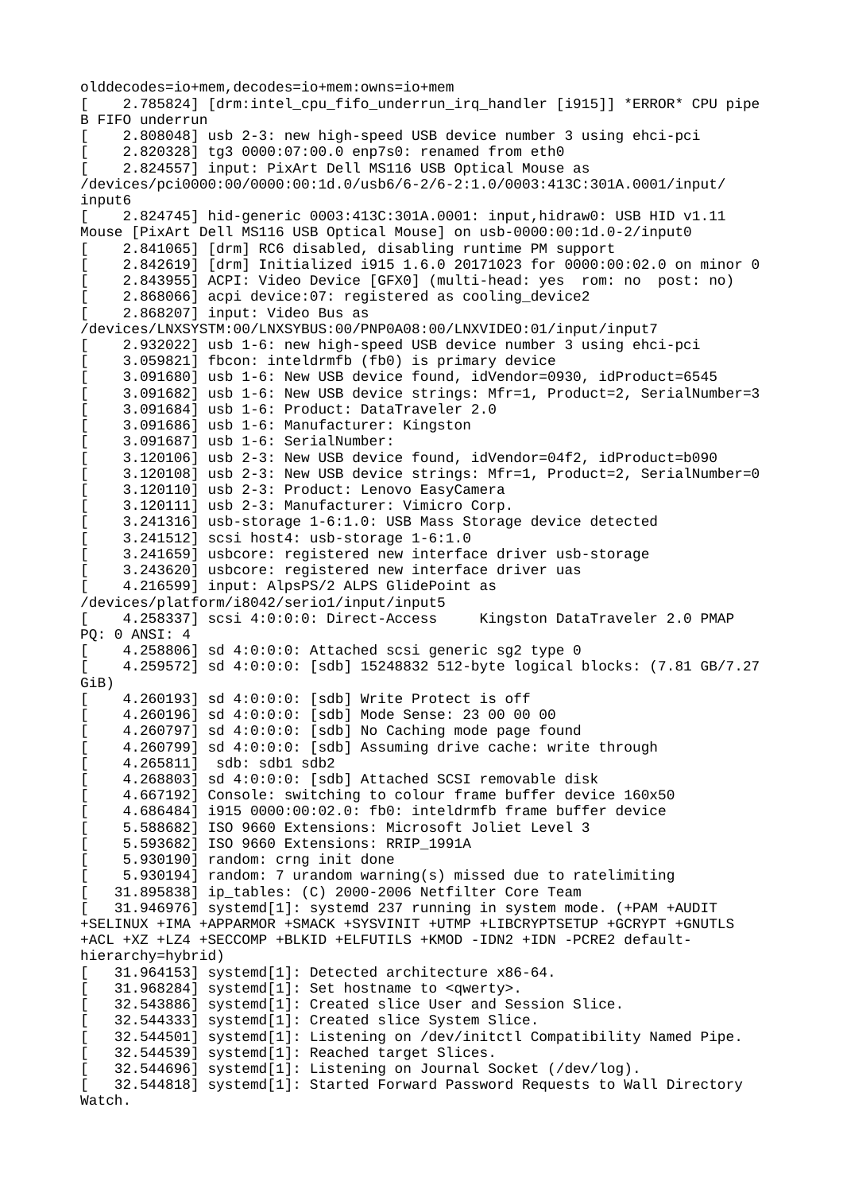```
olddecodes=io+mem,decodes=io+mem:owns=io+mem
[    2.785824] [drm:intel_cpu_fifo_underrun_irq_handler [i915]] *ERROR* CPU pipe
B FIFO underrun
[    2.808048] usb 2-3: new high-speed USB device number 3 using ehci-pci
[    2.820328] tg3 0000:07:00.0 enp7s0: renamed from eth0
[    2.824557] input: PixArt Dell MS116 USB Optical Mouse as
/devices/pci0000:00/0000:00:1d.0/usb6/6-2/6-2:1.0/0003:413C:301A.0001/input/
input6
[    2.824745] hid-generic 0003:413C:301A.0001: input,hidraw0: USB HID v1.11
Mouse [PixArt Dell MS116 USB Optical Mouse] on usb-0000:00:1d.0-2/input0
[    2.841065] [drm] RC6 disabled, disabling runtime PM support
[    2.842619] [drm] Initialized i915 1.6.0 20171023 for 0000:00:02.0 on minor 0
[    2.843955] ACPI: Video Device [GFX0] (multi-head: yes  rom: no  post: no)
[    2.868066] acpi device:07: registered as cooling_device2
[    2.868207] input: Video Bus as
/devices/LNXSYSTM:00/LNXSYBUS:00/PNP0A08:00/LNXVIDEO:01/input/input7
[    2.932022] usb 1-6: new high-speed USB device number 3 using ehci-pci
[    3.059821] fbcon: inteldrmfb (fb0) is primary device
[    3.091680] usb 1-6: New USB device found, idVendor=0930, idProduct=6545
[    3.091682] usb 1-6: New USB device strings: Mfr=1, Product=2, SerialNumber=3
[    3.091684] usb 1-6: Product: DataTraveler 2.0
[    3.091686] usb 1-6: Manufacturer: Kingston
[    3.091687] usb 1-6: SerialNumber:
[    3.120106] usb 2-3: New USB device found, idVendor=04f2, idProduct=b090
[    3.120108] usb 2-3: New USB device strings: Mfr=1, Product=2, SerialNumber=0
[    3.120110] usb 2-3: Product: Lenovo EasyCamera
[    3.120111] usb 2-3: Manufacturer: Vimicro Corp.
[    3.241316] usb-storage 1-6:1.0: USB Mass Storage device detected
[    3.241512] scsi host4: usb-storage 1-6:1.0
[    3.241659] usbcore: registered new interface driver usb-storage
[    3.243620] usbcore: registered new interface driver uas
[    4.216599] input: AlpsPS/2 ALPS GlidePoint as
/devices/platform/i8042/serio1/input/input5
[    4.258337] scsi 4:0:0:0: Direct-Access     Kingston DataTraveler 2.0 PMAP
PQ: 0 ANSI: 4
[    4.258806] sd 4:0:0:0: Attached scsi generic sg2 type 0
[    4.259572] sd 4:0:0:0: [sdb] 15248832 512-byte logical blocks: (7.81 GB/7.27
GiB)
[    4.260193] sd 4:0:0:0: [sdb] Write Protect is off
[    4.260196] sd 4:0:0:0: [sdb] Mode Sense: 23 00 00 00
[    4.260797] sd 4:0:0:0: [sdb] No Caching mode page found
[    4.260799] sd 4:0:0:0: [sdb] Assuming drive cache: write through
[    4.265811]  sdb: sdb1 sdb2
[    4.268803] sd 4:0:0:0: [sdb] Attached SCSI removable disk
[    4.667192] Console: switching to colour frame buffer device 160x50
[    4.686484] i915 0000:00:02.0: fb0: inteldrmfb frame buffer device
[    5.588682] ISO 9660 Extensions: Microsoft Joliet Level 3
[    5.593682] ISO 9660 Extensions: RRIP_1991A
[    5.930190] random: crng init done
[    5.930194] random: 7 urandom warning(s) missed due to ratelimiting
[   31.895838] ip_tables: (C) 2000-2006 Netfilter Core Team
[   31.946976] systemd[1]: systemd 237 running in system mode. (+PAM +AUDIT
+SELINUX +IMA +APPARMOR +SMACK +SYSVINIT +UTMP +LIBCRYPTSETUP +GCRYPT +GNUTLS
+ACL +XZ +LZ4 +SECCOMP +BLKID +ELFUTILS +KMOD -IDN2 +IDN -PCRE2 default-
hierarchy=hybrid)
[   31.964153] systemd[1]: Detected architecture x86-64.
[   31.968284] systemd[1]: Set hostname to <qwerty>.
[   32.543886] systemd[1]: Created slice User and Session Slice.
[   32.544333] systemd[1]: Created slice System Slice.
[   32.544501] systemd[1]: Listening on /dev/initctl Compatibility Named Pipe.
[   32.544539] systemd[1]: Reached target Slices.
[   32.544696] systemd[1]: Listening on Journal Socket (/dev/log).
[   32.544818] systemd[1]: Started Forward Password Requests to Wall Directory
Watch.
```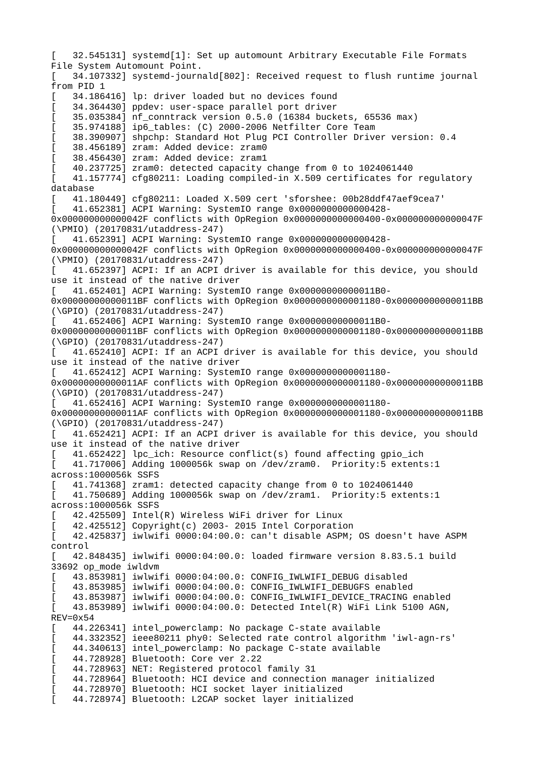```
[   32.545131] systemd[1]: Set up automount Arbitrary Executable File Formats
File System Automount Point.
[   34.107332] systemd-journald[802]: Received request to flush runtime journal
from PID 1
[   34.186416] lp: driver loaded but no devices found
[   34.364430] ppdev: user-space parallel port driver
[   35.035384] nf_conntrack version 0.5.0 (16384 buckets, 65536 max)
[   35.974188] ip6_tables: (C) 2000-2006 Netfilter Core Team
[   38.390907] shpchp: Standard Hot Plug PCI Controller Driver version: 0.4
[   38.456189] zram: Added device: zram0
[   38.456430] zram: Added device: zram1
[   40.237725] zram0: detected capacity change from 0 to 1024061440
[   41.157774] cfg80211: Loading compiled-in X.509 certificates for regulatory
database
[   41.180449] cfg80211: Loaded X.509 cert 'sforshee: 00b28ddf47aef9cea7'
[   41.652381] ACPI Warning: SystemIO range 0x0000000000000428-
0x000000000000042F conflicts with OpRegion 0x0000000000000400-0x000000000000047F
(\PMIO) (20170831/utaddress-247)
[   41.652391] ACPI Warning: SystemIO range 0x0000000000000428-
0x000000000000042F conflicts with OpRegion 0x0000000000000400-0x000000000000047F
(\PMIO) (20170831/utaddress-247)
[   41.652397] ACPI: If an ACPI driver is available for this device, you should
use it instead of the native driver
[   41.652401] ACPI Warning: SystemIO range 0x00000000000011B0-
0x00000000000011BF conflicts with OpRegion 0x0000000000001180-0x00000000000011BB
(\GPIO) (20170831/utaddress-247)
[   41.652406] ACPI Warning: SystemIO range 0x00000000000011B0-
0x00000000000011BF conflicts with OpRegion 0x0000000000001180-0x00000000000011BB
(\GPIO) (20170831/utaddress-247)
[   41.652410] ACPI: If an ACPI driver is available for this device, you should
use it instead of the native driver
[   41.652412] ACPI Warning: SystemIO range 0x0000000000001180-
0x00000000000011AF conflicts with OpRegion 0x0000000000001180-0x00000000000011BB
(\GPIO) (20170831/utaddress-247)
[   41.652416] ACPI Warning: SystemIO range 0x0000000000001180-
0x00000000000011AF conflicts with OpRegion 0x0000000000001180-0x00000000000011BB
(\GPIO) (20170831/utaddress-247)
[   41.652421] ACPI: If an ACPI driver is available for this device, you should
use it instead of the native driver
[   41.652422] lpc_ich: Resource conflict(s) found affecting gpio_ich
[   41.717006] Adding 1000056k swap on /dev/zram0.  Priority:5 extents:1
across:1000056k SSFS
[   41.741368] zram1: detected capacity change from 0 to 1024061440
[   41.750689] Adding 1000056k swap on /dev/zram1.  Priority:5 extents:1
across:1000056k SSFS
[   42.425509] Intel(R) Wireless WiFi driver for Linux
[   42.425512] Copyright(c) 2003- 2015 Intel Corporation
[   42.425837] iwlwifi 0000:04:00.0: can't disable ASPM; OS doesn't have ASPM
control
[   42.848435] iwlwifi 0000:04:00.0: loaded firmware version 8.83.5.1 build
33692 op_mode iwldvm
[   43.853981] iwlwifi 0000:04:00.0: CONFIG_IWLWIFI_DEBUG disabled
[   43.853985] iwlwifi 0000:04:00.0: CONFIG_IWLWIFI_DEBUGFS enabled
[   43.853987] iwlwifi 0000:04:00.0: CONFIG_IWLWIFI_DEVICE_TRACING enabled
[   43.853989] iwlwifi 0000:04:00.0: Detected Intel(R) WiFi Link 5100 AGN,
REV=0x54
[   44.226341] intel_powerclamp: No package C-state available
[   44.332352] ieee80211 phy0: Selected rate control algorithm 'iwl-agn-rs'
[   44.340613] intel_powerclamp: No package C-state available
[   44.728928] Bluetooth: Core ver 2.22
[   44.728963] NET: Registered protocol family 31
[   44.728964] Bluetooth: HCI device and connection manager initialized
[   44.728970] Bluetooth: HCI socket layer initialized
[   44.728974] Bluetooth: L2CAP socket layer initialized
```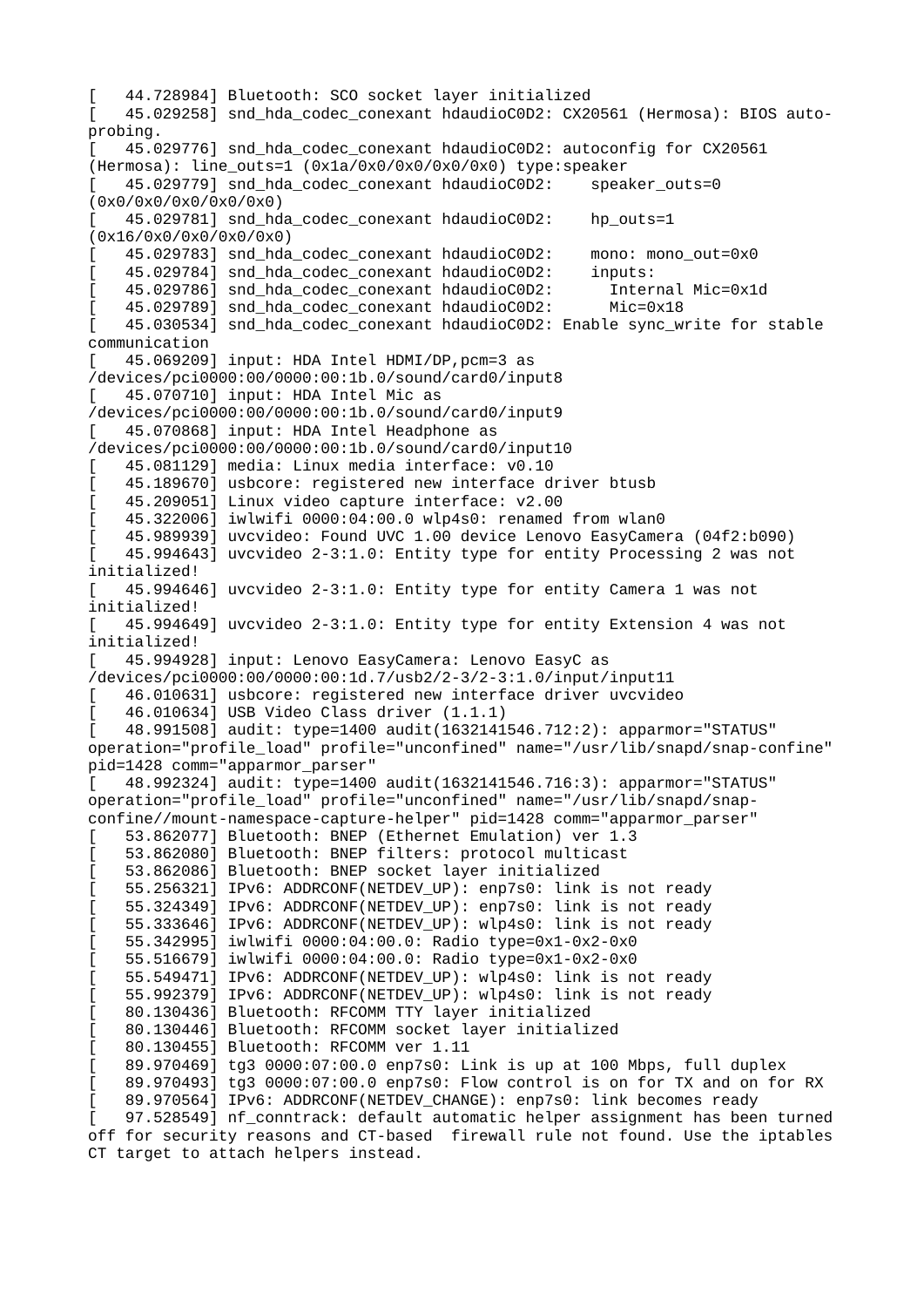```
[   44.728984] Bluetooth: SCO socket layer initialized
[   45.029258] snd_hda_codec_conexant hdaudioC0D2: CX20561 (Hermosa): BIOS auto-probing.
[   45.029776] snd_hda_codec_conexant hdaudioC0D2: autoconfig for CX20561 (Hermosa): line_outs=1 (0x1a/0x0/0x0/0x0/0x0) type:speaker
[   45.029779] snd_hda_codec_conexant hdaudioC0D2:    speaker_outs=0 (0x0/0x0/0x0/0x0/0x0)
[   45.029781] snd_hda_codec_conexant hdaudioC0D2:    hp_outs=1 (0x16/0x0/0x0/0x0/0x0)
[   45.029783] snd_hda_codec_conexant hdaudioC0D2:    mono: mono_out=0x0
[   45.029784] snd_hda_codec_conexant hdaudioC0D2:    inputs:
[   45.029786] snd_hda_codec_conexant hdaudioC0D2:      Internal Mic=0x1d
[   45.029789] snd_hda_codec_conexant hdaudioC0D2:      Mic=0x18
[   45.030534] snd_hda_codec_conexant hdaudioC0D2: Enable sync_write for stable communication
[   45.069209] input: HDA Intel HDMI/DP,pcm=3 as /devices/pci0000:00/0000:00:1b.0/sound/card0/input8
[   45.070710] input: HDA Intel Mic as /devices/pci0000:00/0000:00:1b.0/sound/card0/input9
[   45.070868] input: HDA Intel Headphone as /devices/pci0000:00/0000:00:1b.0/sound/card0/input10
[   45.081129] media: Linux media interface: v0.10
[   45.189670] usbcore: registered new interface driver btusb
[   45.209051] Linux video capture interface: v2.00
[   45.322006] iwlwifi 0000:04:00.0 wlp4s0: renamed from wlan0
[   45.989939] uvcvideo: Found UVC 1.00 device Lenovo EasyCamera (04f2:b090)
[   45.994643] uvcvideo 2-3:1.0: Entity type for entity Processing 2 was not initialized!
[   45.994646] uvcvideo 2-3:1.0: Entity type for entity Camera 1 was not initialized!
[   45.994649] uvcvideo 2-3:1.0: Entity type for entity Extension 4 was not initialized!
[   45.994928] input: Lenovo EasyCamera: Lenovo EasyC as /devices/pci0000:00/0000:00:1d.7/usb2/2-3/2-3:1.0/input/input11
[   46.010631] usbcore: registered new interface driver uvcvideo
[   46.010634] USB Video Class driver (1.1.1)
[   48.991508] audit: type=1400 audit(1632141546.712:2): apparmor="STATUS" operation="profile_load" profile="unconfined" name="/usr/lib/snapd/snap-confine" pid=1428 comm="apparmor_parser"
[   48.992324] audit: type=1400 audit(1632141546.716:3): apparmor="STATUS" operation="profile_load" profile="unconfined" name="/usr/lib/snapd/snap-confine//mount-namespace-capture-helper" pid=1428 comm="apparmor_parser"
[   53.862077] Bluetooth: BNEP (Ethernet Emulation) ver 1.3
[   53.862080] Bluetooth: BNEP filters: protocol multicast
[   53.862086] Bluetooth: BNEP socket layer initialized
[   55.256321] IPv6: ADDRCONF(NETDEV_UP): enp7s0: link is not ready
[   55.324349] IPv6: ADDRCONF(NETDEV_UP): enp7s0: link is not ready
[   55.333646] IPv6: ADDRCONF(NETDEV_UP): wlp4s0: link is not ready
[   55.342995] iwlwifi 0000:04:00.0: Radio type=0x1-0x2-0x0
[   55.516679] iwlwifi 0000:04:00.0: Radio type=0x1-0x2-0x0
[   55.549471] IPv6: ADDRCONF(NETDEV_UP): wlp4s0: link is not ready
[   55.992379] IPv6: ADDRCONF(NETDEV_UP): wlp4s0: link is not ready
[   80.130436] Bluetooth: RFCOMM TTY layer initialized
[   80.130446] Bluetooth: RFCOMM socket layer initialized
[   80.130455] Bluetooth: RFCOMM ver 1.11
[   89.970469] tg3 0000:07:00.0 enp7s0: Link is up at 100 Mbps, full duplex
[   89.970493] tg3 0000:07:00.0 enp7s0: Flow control is on for TX and on for RX
[   89.970564] IPv6: ADDRCONF(NETDEV_CHANGE): enp7s0: link becomes ready
[   97.528549] nf_conntrack: default automatic helper assignment has been turned off for security reasons and CT-based  firewall rule not found. Use the iptables CT target to attach helpers instead.
```